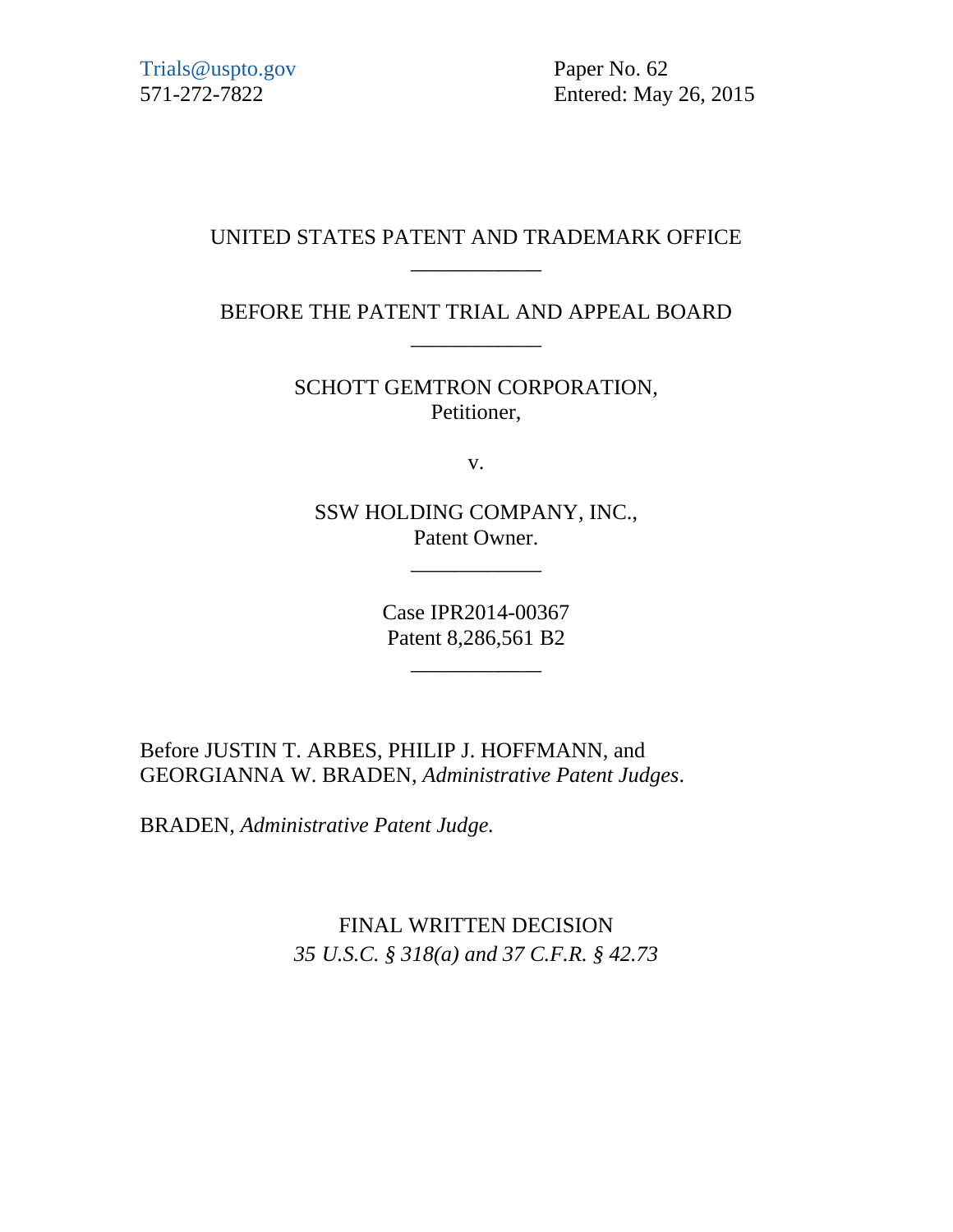Trials@uspto.gov
571-272-7822

Paper No. 62
Entered: May 26, 2015

UNITED STATES PATENT AND TRADEMARK OFFICE

____________

BEFORE THE PATENT TRIAL AND APPEAL BOARD

____________

SCHOTT GEMTRON CORPORATION,
Petitioner,

v.

SSW HOLDING COMPANY, INC.,
Patent Owner.

____________

Case IPR2014-00367
Patent 8,286,561 B2

____________

Before JUSTIN T. ARBES, PHILIP J. HOFFMANN, and GEORGIANNA W. BRADEN, *Administrative Patent Judges*.

BRADEN, *Administrative Patent Judge.*

FINAL WRITTEN DECISION
*35 U.S.C. § 318(a) and 37 C.F.R. § 42.73*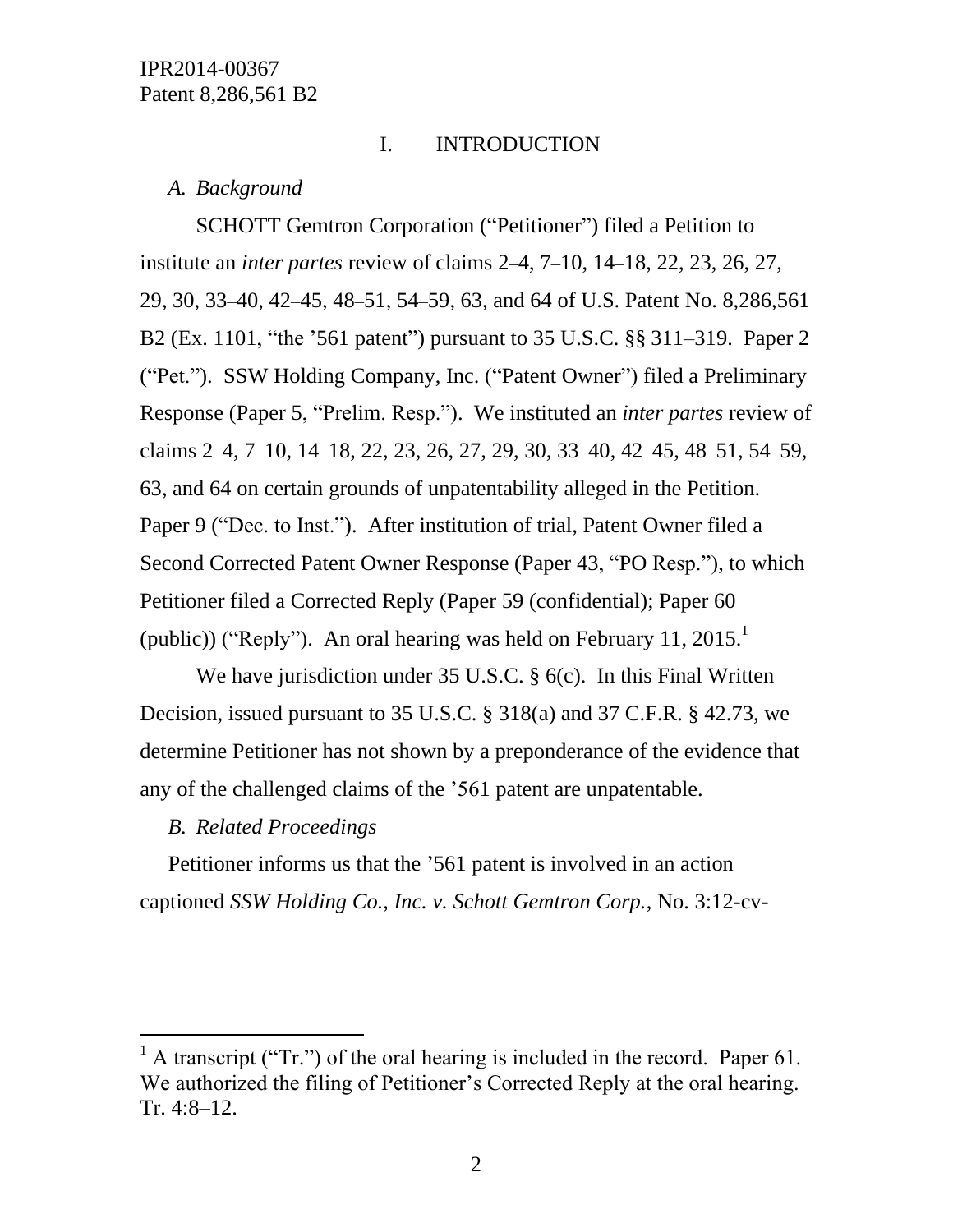# I. INTRODUCTION

## *A. Background*

SCHOTT Gemtron Corporation ("Petitioner") filed a Petition to institute an *inter partes* review of claims 2–4, 7–10, 14–18, 22, 23, 26, 27, 29, 30, 33–40, 42–45, 48–51, 54–59, 63, and 64 of U.S. Patent No. 8,286,561 B2 (Ex. 1101, "the '561 patent") pursuant to 35 U.S.C. §§ 311–319. Paper 2 ("Pet."). SSW Holding Company, Inc. ("Patent Owner") filed a Preliminary Response (Paper 5, "Prelim. Resp."). We instituted an *inter partes* review of claims 2–4, 7–10, 14–18, 22, 23, 26, 27, 29, 30, 33–40, 42–45, 48–51, 54–59, 63, and 64 on certain grounds of unpatentability alleged in the Petition. Paper 9 ("Dec. to Inst."). After institution of trial, Patent Owner filed a Second Corrected Patent Owner Response (Paper 43, "PO Resp."), to which Petitioner filed a Corrected Reply (Paper 59 (confidential); Paper 60 (public)) ("Reply"). An oral hearing was held on February 11, 2015.[1]

We have jurisdiction under 35 U.S.C. § 6(c). In this Final Written Decision, issued pursuant to 35 U.S.C. § 318(a) and 37 C.F.R. § 42.73, we determine Petitioner has not shown by a preponderance of the evidence that any of the challenged claims of the '561 patent are unpatentable.

## *B. Related Proceedings*

Petitioner informs us that the '561 patent is involved in an action captioned *SSW Holding Co., Inc. v. Schott Gemtron Corp.*, No. 3:12-cv-

[1] A transcript ("Tr.") of the oral hearing is included in the record. Paper 61. We authorized the filing of Petitioner's Corrected Reply at the oral hearing. Tr. 4:8–12.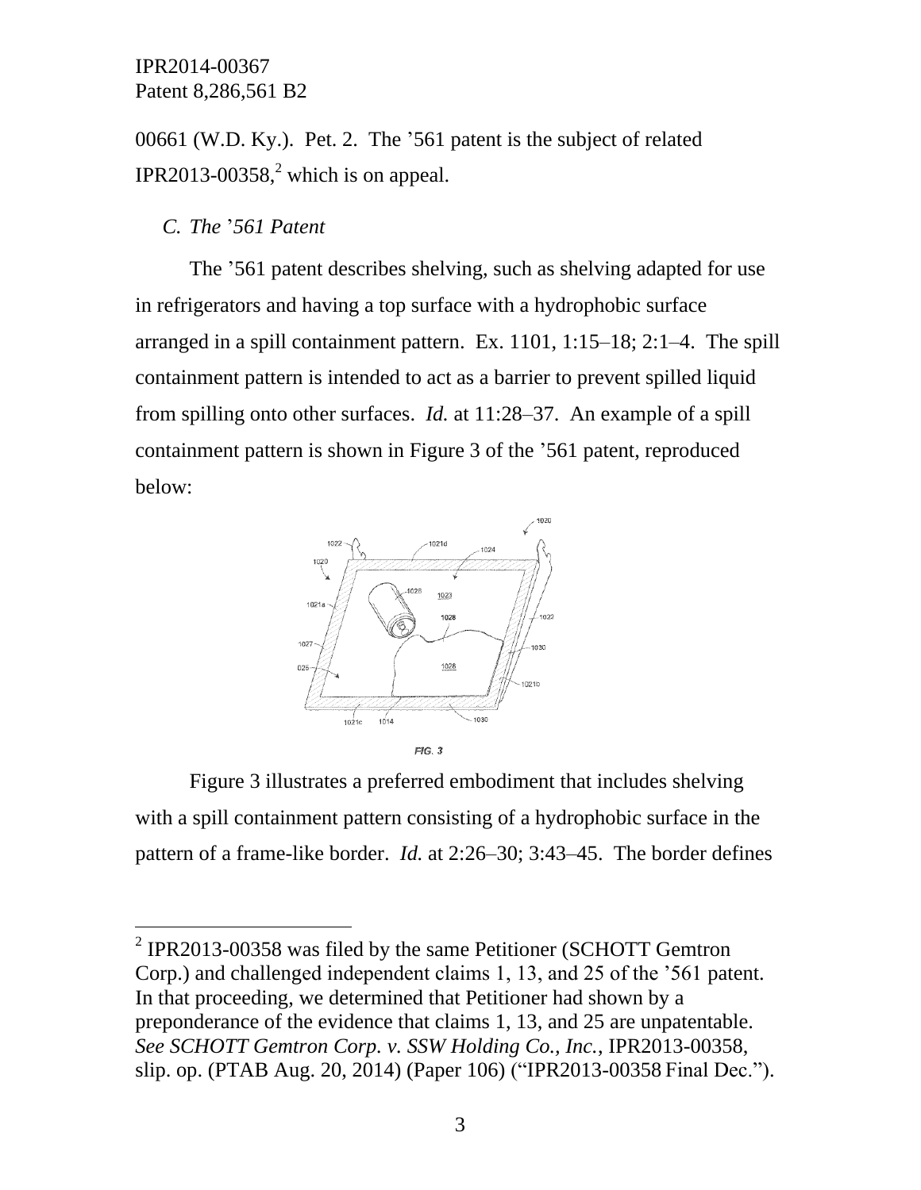00661 (W.D. Ky.). Pet. 2. The ’561 patent is the subject of related IPR2013-00358,[2] which is on appeal.

### *C. The* ’*561 Patent*

The ’561 patent describes shelving, such as shelving adapted for use in refrigerators and having a top surface with a hydrophobic surface arranged in a spill containment pattern. Ex. 1101, 1:15–18; 2:1–4. The spill containment pattern is intended to act as a barrier to prevent spilled liquid from spilling onto other surfaces. *Id.* at 11:28–37. An example of a spill containment pattern is shown in Figure 3 of the ’561 patent, reproduced below:

FIG. 3

Figure 3 illustrates a preferred embodiment that includes shelving with a spill containment pattern consisting of a hydrophobic surface in the pattern of a frame-like border. *Id.* at 2:26–30; 3:43–45. The border defines

[2] IPR2013-00358 was filed by the same Petitioner (SCHOTT Gemtron Corp.) and challenged independent claims 1, 13, and 25 of the ’561 patent. In that proceeding, we determined that Petitioner had shown by a preponderance of the evidence that claims 1, 13, and 25 are unpatentable. *See SCHOTT Gemtron Corp. v. SSW Holding Co., Inc.*, IPR2013-00358, slip. op. (PTAB Aug. 20, 2014) (Paper 106) (“IPR2013-00358 Final Dec.”).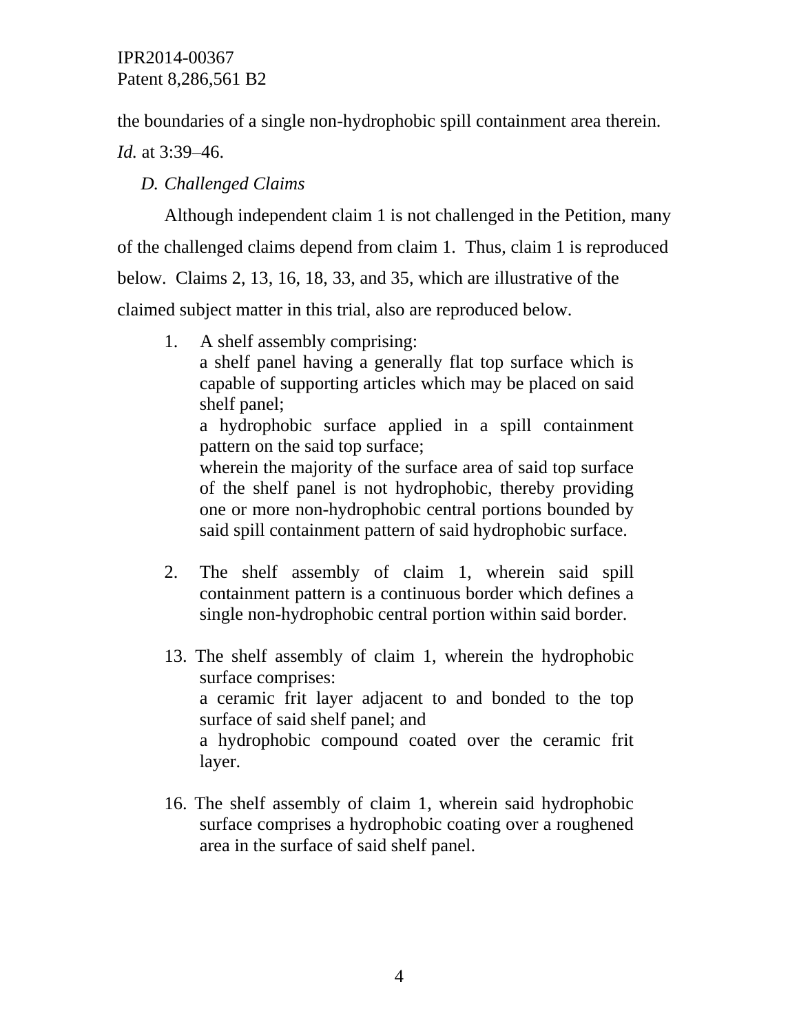the boundaries of a single non-hydrophobic spill containment area therein. *Id.* at 3:39–46.

### *D. Challenged Claims*

Although independent claim 1 is not challenged in the Petition, many of the challenged claims depend from claim 1. Thus, claim 1 is reproduced below. Claims 2, 13, 16, 18, 33, and 35, which are illustrative of the claimed subject matter in this trial, also are reproduced below.

> 1. A shelf assembly comprising:
> a shelf panel having a generally flat top surface which is capable of supporting articles which may be placed on said shelf panel;
> a hydrophobic surface applied in a spill containment pattern on the said top surface;
> wherein the majority of the surface area of said top surface of the shelf panel is not hydrophobic, thereby providing one or more non-hydrophobic central portions bounded by said spill containment pattern of said hydrophobic surface.
>
> 2. The shelf assembly of claim 1, wherein said spill containment pattern is a continuous border which defines a single non-hydrophobic central portion within said border.
>
> 13. The shelf assembly of claim 1, wherein the hydrophobic surface comprises:
> a ceramic frit layer adjacent to and bonded to the top surface of said shelf panel; and
> a hydrophobic compound coated over the ceramic frit layer.
>
> 16. The shelf assembly of claim 1, wherein said hydrophobic surface comprises a hydrophobic coating over a roughened area in the surface of said shelf panel.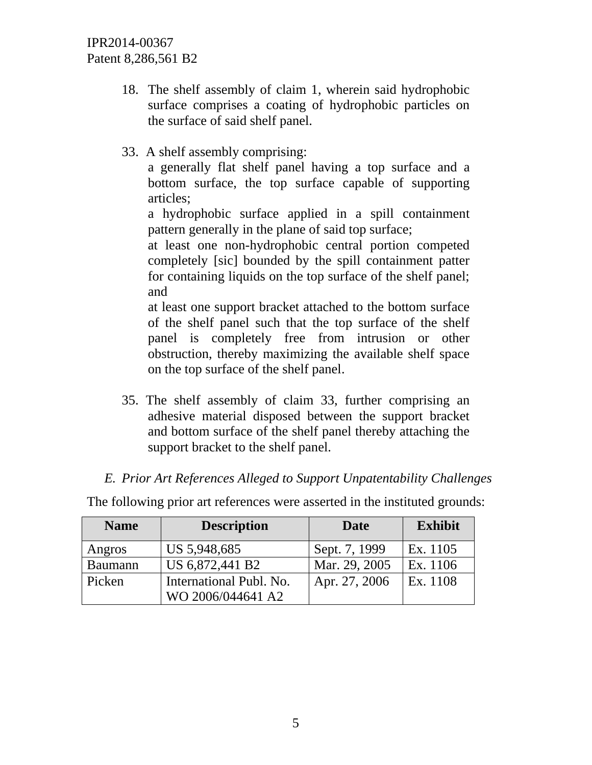18. The shelf assembly of claim 1, wherein said hydrophobic surface comprises a coating of hydrophobic particles on the surface of said shelf panel.

33. A shelf assembly comprising:

a generally flat shelf panel having a top surface and a bottom surface, the top surface capable of supporting articles;

a hydrophobic surface applied in a spill containment pattern generally in the plane of said top surface;

at least one non-hydrophobic central portion competed completely [sic] bounded by the spill containment patter for containing liquids on the top surface of the shelf panel; and

at least one support bracket attached to the bottom surface of the shelf panel such that the top surface of the shelf panel is completely free from intrusion or other obstruction, thereby maximizing the available shelf space on the top surface of the shelf panel.

35. The shelf assembly of claim 33, further comprising an adhesive material disposed between the support bracket and bottom surface of the shelf panel thereby attaching the support bracket to the shelf panel.

### *E. Prior Art References Alleged to Support Unpatentability Challenges*

The following prior art references were asserted in the instituted grounds:

| Name | Description | Date | Exhibit |
|---|---|---|---|
| Angros | US 5,948,685 | Sept. 7, 1999 | Ex. 1105 |
| Baumann | US 6,872,441 B2 | Mar. 29, 2005 | Ex. 1106 |
| Picken | International Publ. No. WO 2006/044641 A2 | Apr. 27, 2006 | Ex. 1108 |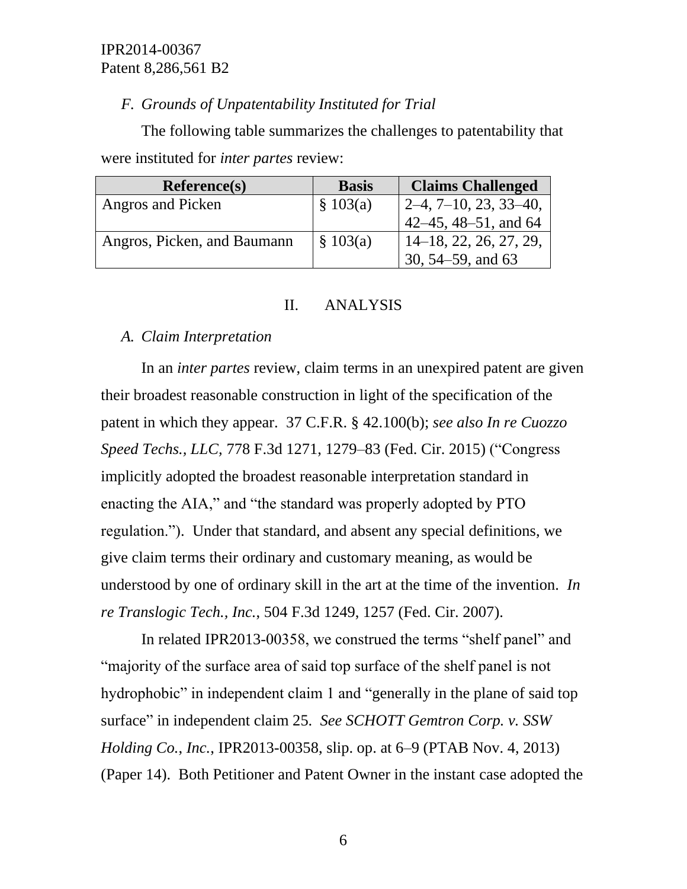### *F. Grounds of Unpatentability Instituted for Trial*

The following table summarizes the challenges to patentability that were instituted for *inter partes* review:

| Reference(s) | Basis | Claims Challenged |
|---|---|---|
| Angros and Picken | § 103(a) | 2–4, 7–10, 23, 33–40, 42–45, 48–51, and 64 |
| Angros, Picken, and Baumann | § 103(a) | 14–18, 22, 26, 27, 29, 30, 54–59, and 63 |

## II. ANALYSIS

### *A. Claim Interpretation*

In an *inter partes* review, claim terms in an unexpired patent are given their broadest reasonable construction in light of the specification of the patent in which they appear. 37 C.F.R. § 42.100(b); *see also In re Cuozzo Speed Techs., LLC,* 778 F.3d 1271, 1279–83 (Fed. Cir. 2015) ("Congress implicitly adopted the broadest reasonable interpretation standard in enacting the AIA," and "the standard was properly adopted by PTO regulation."). Under that standard, and absent any special definitions, we give claim terms their ordinary and customary meaning, as would be understood by one of ordinary skill in the art at the time of the invention. *In re Translogic Tech., Inc.*, 504 F.3d 1249, 1257 (Fed. Cir. 2007).

In related IPR2013-00358, we construed the terms "shelf panel" and "majority of the surface area of said top surface of the shelf panel is not hydrophobic" in independent claim 1 and "generally in the plane of said top surface" in independent claim 25. *See SCHOTT Gemtron Corp. v. SSW Holding Co., Inc.*, IPR2013-00358, slip. op. at 6–9 (PTAB Nov. 4, 2013) (Paper 14). Both Petitioner and Patent Owner in the instant case adopted the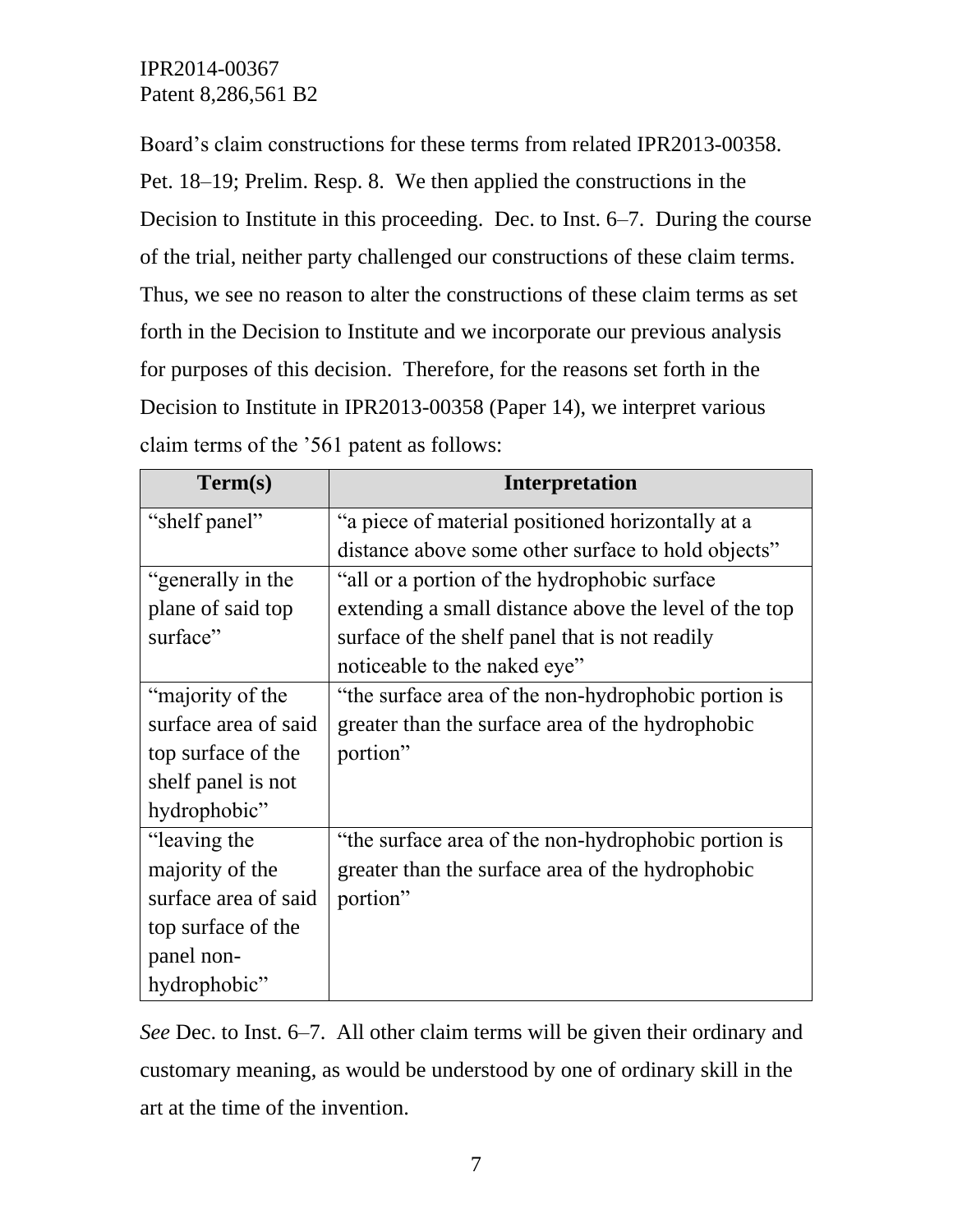Board's claim constructions for these terms from related IPR2013-00358. Pet. 18–19; Prelim. Resp. 8. We then applied the constructions in the Decision to Institute in this proceeding. Dec. to Inst. 6–7. During the course of the trial, neither party challenged our constructions of these claim terms. Thus, we see no reason to alter the constructions of these claim terms as set forth in the Decision to Institute and we incorporate our previous analysis for purposes of this decision. Therefore, for the reasons set forth in the Decision to Institute in IPR2013-00358 (Paper 14), we interpret various claim terms of the '561 patent as follows:

| Term(s) | Interpretation |
|---|---|
| "shelf panel" | "a piece of material positioned horizontally at a distance above some other surface to hold objects" |
| "generally in the plane of said top surface" | "all or a portion of the hydrophobic surface extending a small distance above the level of the top surface of the shelf panel that is not readily noticeable to the naked eye" |
| "majority of the surface area of said top surface of the shelf panel is not hydrophobic" | "the surface area of the non-hydrophobic portion is greater than the surface area of the hydrophobic portion" |
| "leaving the majority of the surface area of said top surface of the panel non-hydrophobic" | "the surface area of the non-hydrophobic portion is greater than the surface area of the hydrophobic portion" |

*See* Dec. to Inst. 6–7. All other claim terms will be given their ordinary and customary meaning, as would be understood by one of ordinary skill in the art at the time of the invention.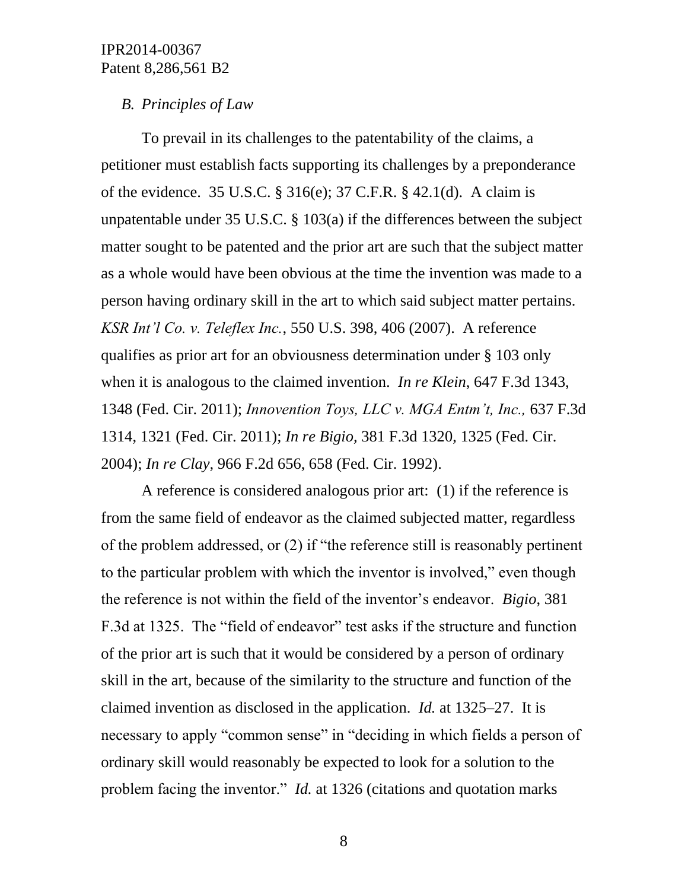### *B. Principles of Law*

To prevail in its challenges to the patentability of the claims, a petitioner must establish facts supporting its challenges by a preponderance of the evidence. 35 U.S.C. § 316(e); 37 C.F.R. § 42.1(d). A claim is unpatentable under 35 U.S.C. § 103(a) if the differences between the subject matter sought to be patented and the prior art are such that the subject matter as a whole would have been obvious at the time the invention was made to a person having ordinary skill in the art to which said subject matter pertains. *KSR Int'l Co. v. Teleflex Inc.*, 550 U.S. 398, 406 (2007). A reference qualifies as prior art for an obviousness determination under § 103 only when it is analogous to the claimed invention. *In re Klein*, 647 F.3d 1343, 1348 (Fed. Cir. 2011); *Innovention Toys, LLC v. MGA Entm't, Inc.,* 637 F.3d 1314, 1321 (Fed. Cir. 2011); *In re Bigio,* 381 F.3d 1320, 1325 (Fed. Cir. 2004); *In re Clay,* 966 F.2d 656, 658 (Fed. Cir. 1992).

A reference is considered analogous prior art: (1) if the reference is from the same field of endeavor as the claimed subjected matter, regardless of the problem addressed, or (2) if "the reference still is reasonably pertinent to the particular problem with which the inventor is involved," even though the reference is not within the field of the inventor's endeavor. *Bigio,* 381 F.3d at 1325. The "field of endeavor" test asks if the structure and function of the prior art is such that it would be considered by a person of ordinary skill in the art, because of the similarity to the structure and function of the claimed invention as disclosed in the application. *Id.* at 1325–27. It is necessary to apply "common sense" in "deciding in which fields a person of ordinary skill would reasonably be expected to look for a solution to the problem facing the inventor." *Id.* at 1326 (citations and quotation marks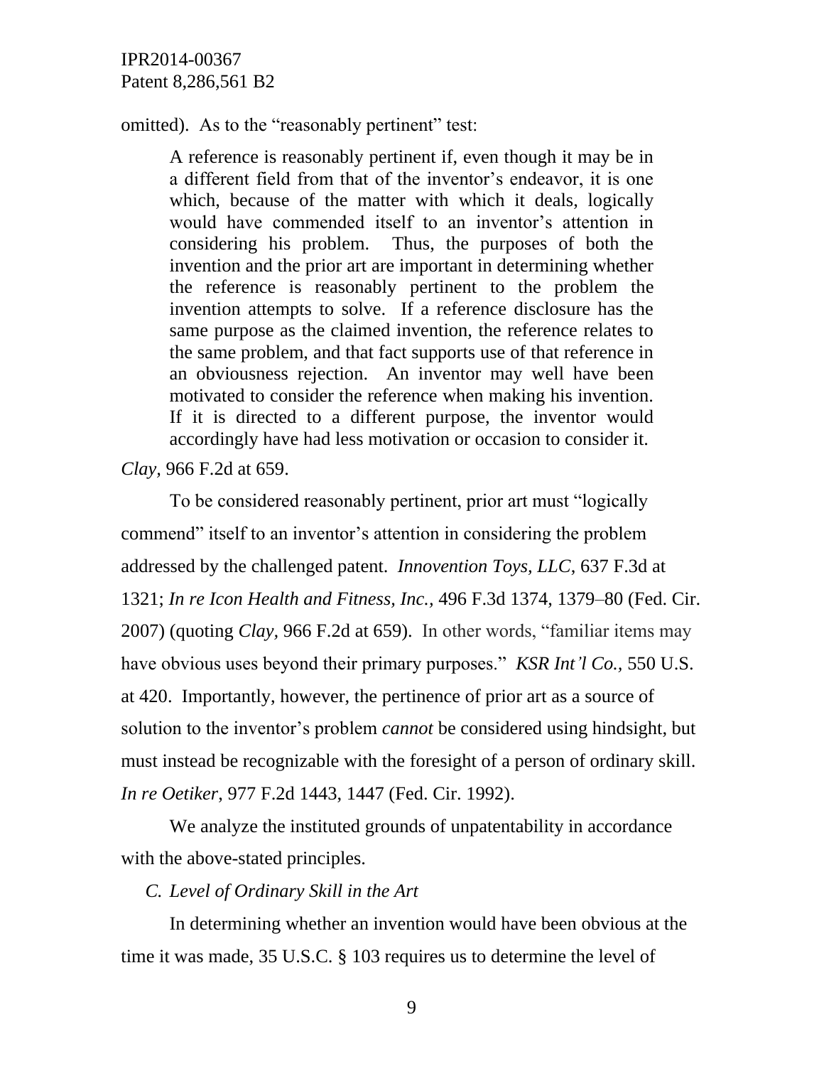omitted). As to the "reasonably pertinent" test:

> A reference is reasonably pertinent if, even though it may be in a different field from that of the inventor's endeavor, it is one which, because of the matter with which it deals, logically would have commended itself to an inventor's attention in considering his problem. Thus, the purposes of both the invention and the prior art are important in determining whether the reference is reasonably pertinent to the problem the invention attempts to solve. If a reference disclosure has the same purpose as the claimed invention, the reference relates to the same problem, and that fact supports use of that reference in an obviousness rejection. An inventor may well have been motivated to consider the reference when making his invention. If it is directed to a different purpose, the inventor would accordingly have had less motivation or occasion to consider it.

*Clay,* 966 F.2d at 659.

To be considered reasonably pertinent, prior art must "logically commend" itself to an inventor's attention in considering the problem addressed by the challenged patent. *Innovention Toys, LLC*, 637 F.3d at 1321; *In re Icon Health and Fitness, Inc.,* 496 F.3d 1374, 1379–80 (Fed. Cir. 2007) (quoting *Clay,* 966 F.2d at 659). In other words, "familiar items may have obvious uses beyond their primary purposes." *KSR Int'l Co.,* 550 U.S. at 420. Importantly, however, the pertinence of prior art as a source of solution to the inventor's problem *cannot* be considered using hindsight, but must instead be recognizable with the foresight of a person of ordinary skill. *In re Oetiker*, 977 F.2d 1443, 1447 (Fed. Cir. 1992).

We analyze the instituted grounds of unpatentability in accordance with the above-stated principles.

### C. *Level of Ordinary Skill in the Art*

In determining whether an invention would have been obvious at the time it was made, 35 U.S.C. § 103 requires us to determine the level of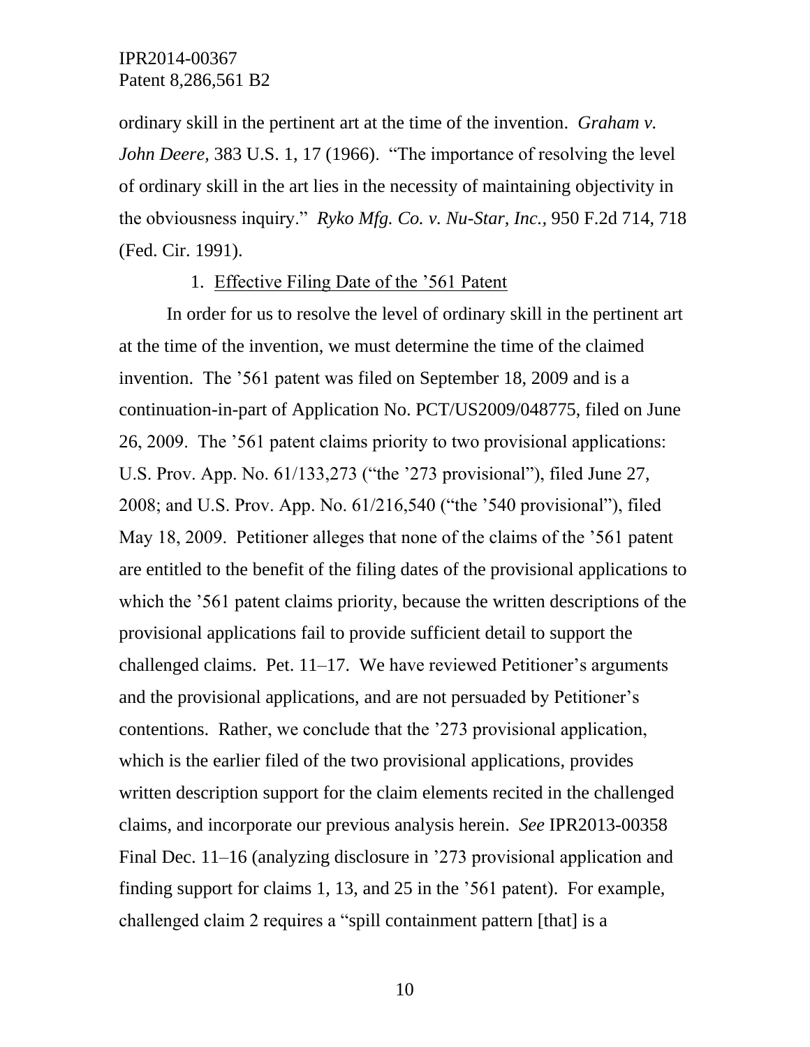ordinary skill in the pertinent art at the time of the invention. *Graham v. John Deere*, 383 U.S. 1, 17 (1966). "The importance of resolving the level of ordinary skill in the art lies in the necessity of maintaining objectivity in the obviousness inquiry." *Ryko Mfg. Co. v. Nu-Star, Inc.*, 950 F.2d 714, 718 (Fed. Cir. 1991).

1. Effective Filing Date of the '561 Patent

In order for us to resolve the level of ordinary skill in the pertinent art at the time of the invention, we must determine the time of the claimed invention. The '561 patent was filed on September 18, 2009 and is a continuation-in-part of Application No. PCT/US2009/048775, filed on June 26, 2009. The '561 patent claims priority to two provisional applications: U.S. Prov. App. No. 61/133,273 ("the '273 provisional"), filed June 27, 2008; and U.S. Prov. App. No. 61/216,540 ("the '540 provisional"), filed May 18, 2009. Petitioner alleges that none of the claims of the '561 patent are entitled to the benefit of the filing dates of the provisional applications to which the '561 patent claims priority, because the written descriptions of the provisional applications fail to provide sufficient detail to support the challenged claims. Pet. 11–17. We have reviewed Petitioner's arguments and the provisional applications, and are not persuaded by Petitioner's contentions. Rather, we conclude that the '273 provisional application, which is the earlier filed of the two provisional applications, provides written description support for the claim elements recited in the challenged claims, and incorporate our previous analysis herein. *See* IPR2013-00358 Final Dec. 11–16 (analyzing disclosure in '273 provisional application and finding support for claims 1, 13, and 25 in the '561 patent). For example, challenged claim 2 requires a "spill containment pattern [that] is a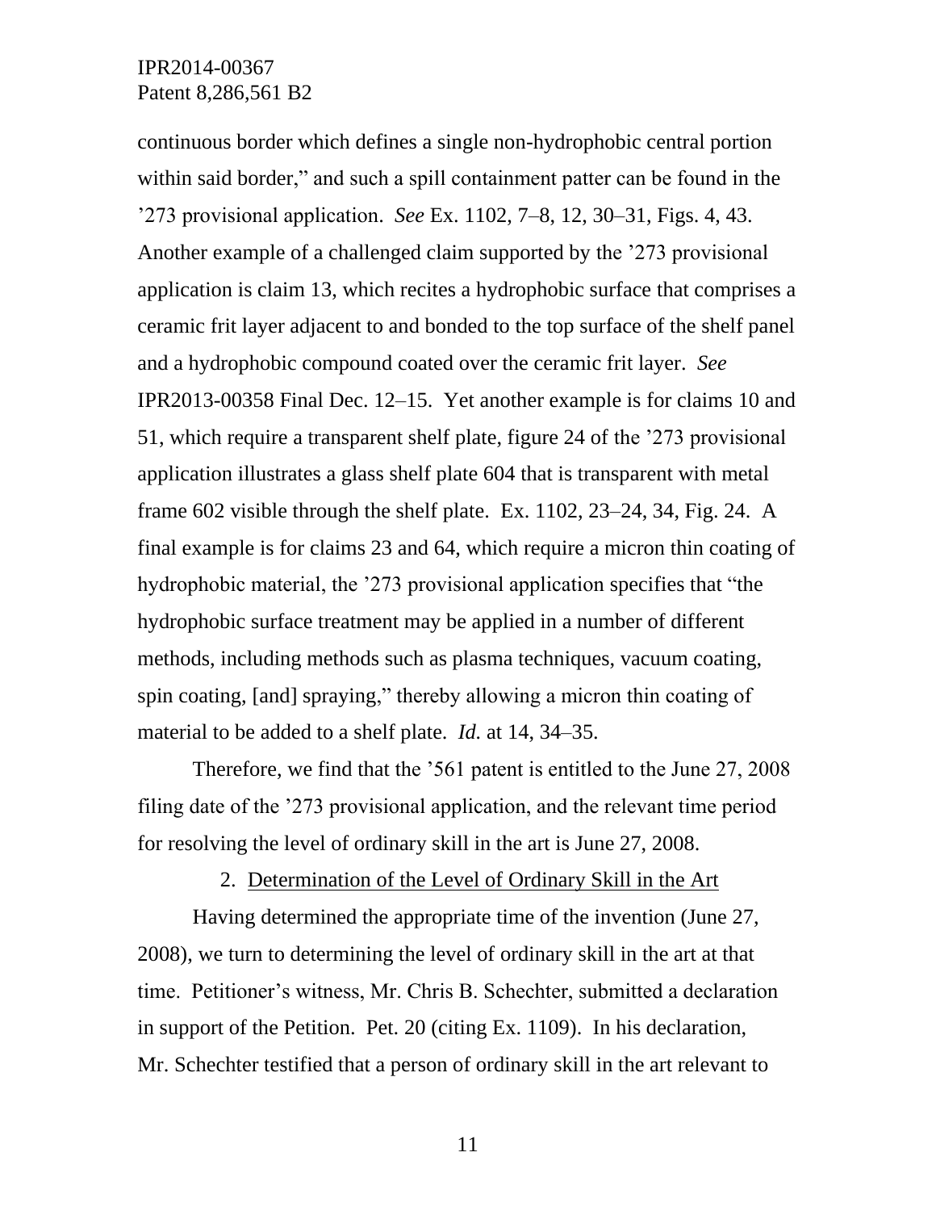continuous border which defines a single non-hydrophobic central portion within said border," and such a spill containment patter can be found in the '273 provisional application. *See* Ex. 1102, 7–8, 12, 30–31, Figs. 4, 43. Another example of a challenged claim supported by the '273 provisional application is claim 13, which recites a hydrophobic surface that comprises a ceramic frit layer adjacent to and bonded to the top surface of the shelf panel and a hydrophobic compound coated over the ceramic frit layer. *See* IPR2013-00358 Final Dec. 12–15. Yet another example is for claims 10 and 51, which require a transparent shelf plate, figure 24 of the '273 provisional application illustrates a glass shelf plate 604 that is transparent with metal frame 602 visible through the shelf plate. Ex. 1102, 23–24, 34, Fig. 24. A final example is for claims 23 and 64, which require a micron thin coating of hydrophobic material, the '273 provisional application specifies that "the hydrophobic surface treatment may be applied in a number of different methods, including methods such as plasma techniques, vacuum coating, spin coating, [and] spraying," thereby allowing a micron thin coating of material to be added to a shelf plate. *Id.* at 14, 34–35.

Therefore, we find that the '561 patent is entitled to the June 27, 2008 filing date of the '273 provisional application, and the relevant time period for resolving the level of ordinary skill in the art is June 27, 2008.

2. Determination of the Level of Ordinary Skill in the Art

Having determined the appropriate time of the invention (June 27, 2008), we turn to determining the level of ordinary skill in the art at that time. Petitioner's witness, Mr. Chris B. Schechter, submitted a declaration in support of the Petition. Pet. 20 (citing Ex. 1109). In his declaration, Mr. Schechter testified that a person of ordinary skill in the art relevant to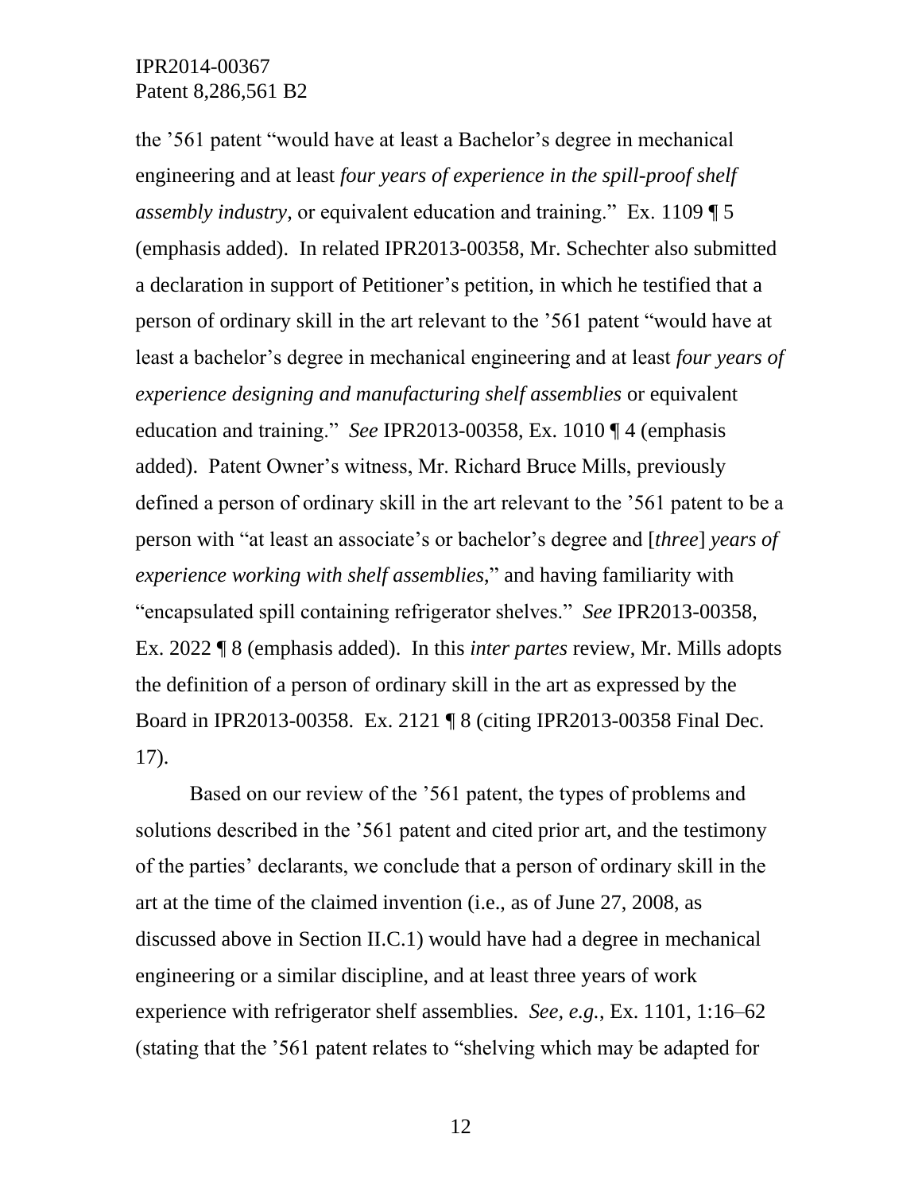the '561 patent "would have at least a Bachelor's degree in mechanical engineering and at least *four years of experience in the spill-proof shelf assembly industry*, or equivalent education and training." Ex. 1109 ¶ 5 (emphasis added). In related IPR2013-00358, Mr. Schechter also submitted a declaration in support of Petitioner's petition, in which he testified that a person of ordinary skill in the art relevant to the '561 patent "would have at least a bachelor's degree in mechanical engineering and at least *four years of experience designing and manufacturing shelf assemblies* or equivalent education and training." *See* IPR2013-00358, Ex. 1010 ¶ 4 (emphasis added). Patent Owner's witness, Mr. Richard Bruce Mills, previously defined a person of ordinary skill in the art relevant to the '561 patent to be a person with "at least an associate's or bachelor's degree and [*three*] *years of experience working with shelf assemblies*," and having familiarity with "encapsulated spill containing refrigerator shelves." *See* IPR2013-00358, Ex. 2022 ¶ 8 (emphasis added). In this *inter partes* review, Mr. Mills adopts the definition of a person of ordinary skill in the art as expressed by the Board in IPR2013-00358. Ex. 2121 ¶ 8 (citing IPR2013-00358 Final Dec. 17).

Based on our review of the '561 patent, the types of problems and solutions described in the '561 patent and cited prior art, and the testimony of the parties' declarants, we conclude that a person of ordinary skill in the art at the time of the claimed invention (i.e., as of June 27, 2008, as discussed above in Section II.C.1) would have had a degree in mechanical engineering or a similar discipline, and at least three years of work experience with refrigerator shelf assemblies. *See, e.g.*, Ex. 1101, 1:16–62 (stating that the '561 patent relates to "shelving which may be adapted for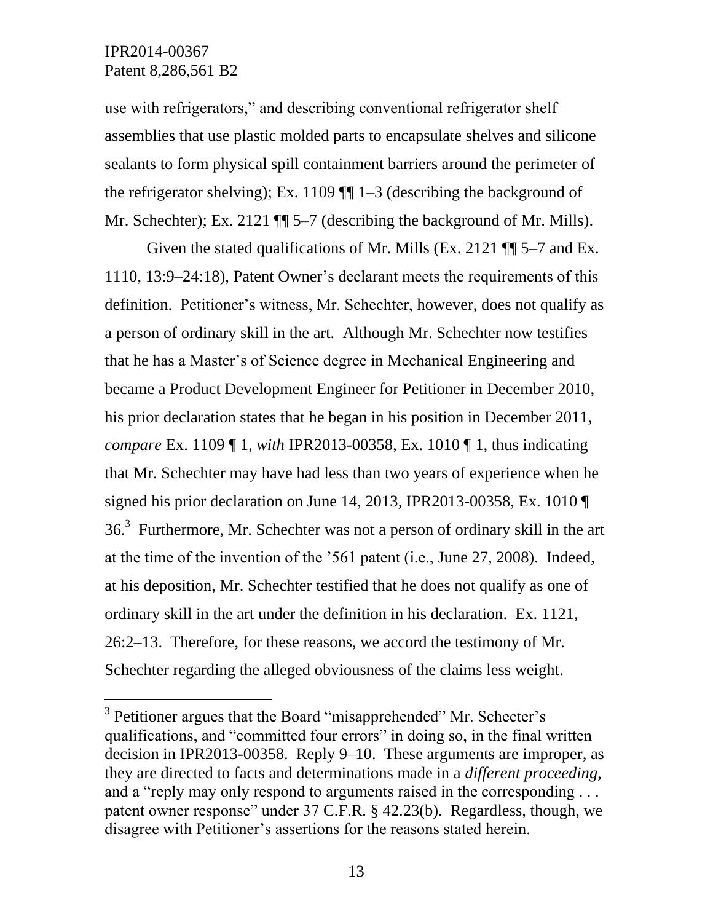use with refrigerators," and describing conventional refrigerator shelf assemblies that use plastic molded parts to encapsulate shelves and silicone sealants to form physical spill containment barriers around the perimeter of the refrigerator shelving); Ex. 1109 ¶¶ 1–3 (describing the background of Mr. Schechter); Ex. 2121 ¶¶ 5–7 (describing the background of Mr. Mills).

Given the stated qualifications of Mr. Mills (Ex. 2121 ¶¶ 5–7 and Ex. 1110, 13:9–24:18), Patent Owner's declarant meets the requirements of this definition. Petitioner's witness, Mr. Schechter, however, does not qualify as a person of ordinary skill in the art. Although Mr. Schechter now testifies that he has a Master's of Science degree in Mechanical Engineering and became a Product Development Engineer for Petitioner in December 2010, his prior declaration states that he began in his position in December 2011, *compare* Ex. 1109 ¶ 1, *with* IPR2013-00358, Ex. 1010 ¶ 1, thus indicating that Mr. Schechter may have had less than two years of experience when he signed his prior declaration on June 14, 2013, IPR2013-00358, Ex. 1010 ¶ 36.[3] Furthermore, Mr. Schechter was not a person of ordinary skill in the art at the time of the invention of the '561 patent (i.e., June 27, 2008). Indeed, at his deposition, Mr. Schechter testified that he does not qualify as one of ordinary skill in the art under the definition in his declaration. Ex. 1121, 26:2–13. Therefore, for these reasons, we accord the testimony of Mr. Schechter regarding the alleged obviousness of the claims less weight.

[3] Petitioner argues that the Board "misapprehended" Mr. Schecter's qualifications, and "committed four errors" in doing so, in the final written decision in IPR2013-00358. Reply 9–10. These arguments are improper, as they are directed to facts and determinations made in a *different proceeding*, and a "reply may only respond to arguments raised in the corresponding . . . patent owner response" under 37 C.F.R. § 42.23(b). Regardless, though, we disagree with Petitioner's assertions for the reasons stated herein.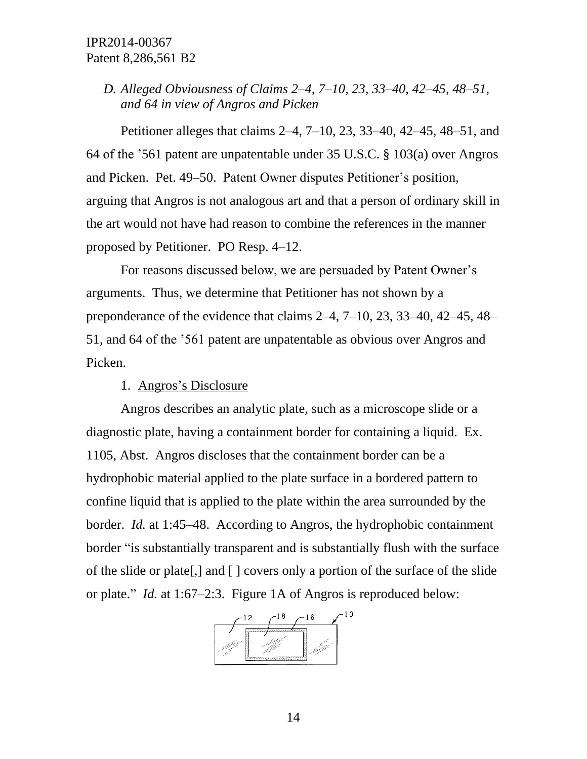*D. Alleged Obviousness of Claims 2–4, 7–10, 23, 33–40, 42–45, 48–51, and 64 in view of Angros and Picken*

Petitioner alleges that claims 2–4, 7–10, 23, 33–40, 42–45, 48–51, and 64 of the '561 patent are unpatentable under 35 U.S.C. § 103(a) over Angros and Picken. Pet. 49–50. Patent Owner disputes Petitioner's position, arguing that Angros is not analogous art and that a person of ordinary skill in the art would not have had reason to combine the references in the manner proposed by Petitioner. PO Resp. 4–12.

For reasons discussed below, we are persuaded by Patent Owner's arguments. Thus, we determine that Petitioner has not shown by a preponderance of the evidence that claims 2–4, 7–10, 23, 33–40, 42–45, 48–51, and 64 of the '561 patent are unpatentable as obvious over Angros and Picken.

1. Angros's Disclosure

Angros describes an analytic plate, such as a microscope slide or a diagnostic plate, having a containment border for containing a liquid. Ex. 1105, Abst. Angros discloses that the containment border can be a hydrophobic material applied to the plate surface in a bordered pattern to confine liquid that is applied to the plate within the area surrounded by the border. *Id.* at 1:45–48. According to Angros, the hydrophobic containment border "is substantially transparent and is substantially flush with the surface of the slide or plate[,] and [ ] covers only a portion of the surface of the slide or plate." *Id.* at 1:67–2:3. Figure 1A of Angros is reproduced below: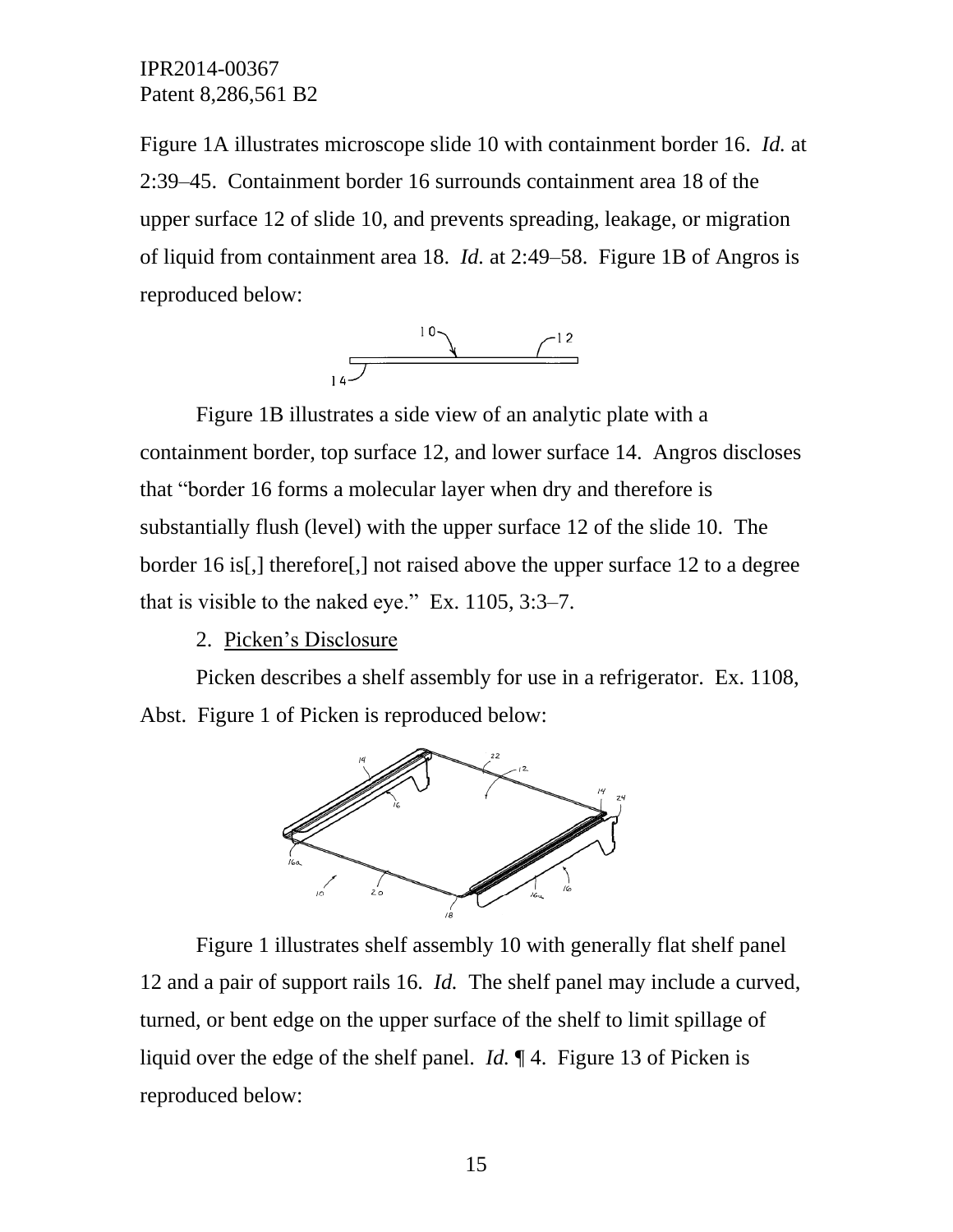Figure 1A illustrates microscope slide 10 with containment border 16. *Id.* at 2:39–45. Containment border 16 surrounds containment area 18 of the upper surface 12 of slide 10, and prevents spreading, leakage, or migration of liquid from containment area 18. *Id.* at 2:49–58. Figure 1B of Angros is reproduced below:

Figure 1B illustrates a side view of an analytic plate with a containment border, top surface 12, and lower surface 14. Angros discloses that "border 16 forms a molecular layer when dry and therefore is substantially flush (level) with the upper surface 12 of the slide 10. The border 16 is[,] therefore[,] not raised above the upper surface 12 to a degree that is visible to the naked eye." Ex. 1105, 3:3–7.

2. Picken's Disclosure

Picken describes a shelf assembly for use in a refrigerator. Ex. 1108, Abst. Figure 1 of Picken is reproduced below:

Figure 1 illustrates shelf assembly 10 with generally flat shelf panel 12 and a pair of support rails 16. *Id.* The shelf panel may include a curved, turned, or bent edge on the upper surface of the shelf to limit spillage of liquid over the edge of the shelf panel. *Id.* ¶ 4. Figure 13 of Picken is reproduced below: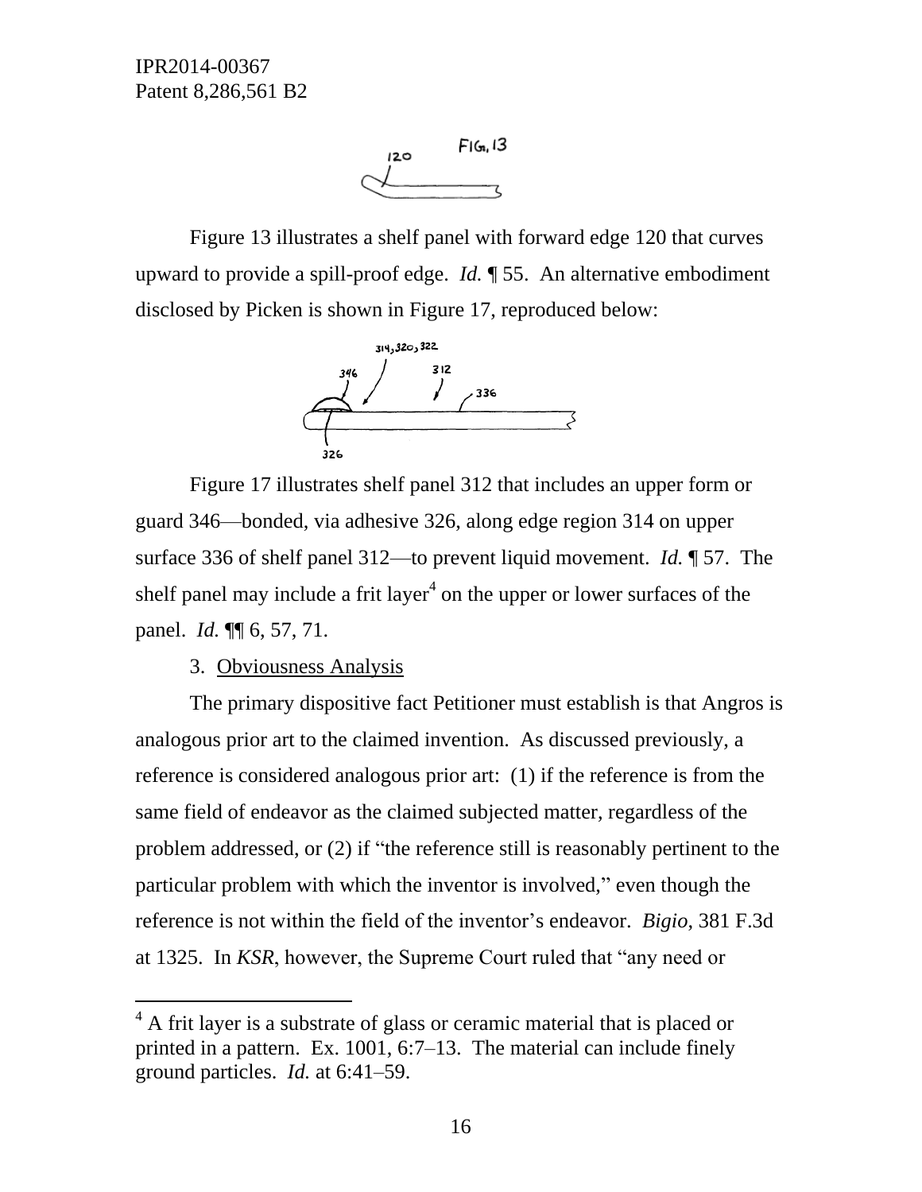Figure 13 illustrates a shelf panel with forward edge 120 that curves upward to provide a spill-proof edge. *Id.* ¶ 55. An alternative embodiment disclosed by Picken is shown in Figure 17, reproduced below:

Figure 17 illustrates shelf panel 312 that includes an upper form or guard 346—bonded, via adhesive 326, along edge region 314 on upper surface 336 of shelf panel 312—to prevent liquid movement. *Id.* ¶ 57. The shelf panel may include a frit layer[4] on the upper or lower surfaces of the panel. *Id.* ¶¶ 6, 57, 71.

3. Obviousness Analysis

The primary dispositive fact Petitioner must establish is that Angros is analogous prior art to the claimed invention. As discussed previously, a reference is considered analogous prior art: (1) if the reference is from the same field of endeavor as the claimed subjected matter, regardless of the problem addressed, or (2) if "the reference still is reasonably pertinent to the particular problem with which the inventor is involved," even though the reference is not within the field of the inventor's endeavor. *Bigio*, 381 F.3d at 1325. In *KSR*, however, the Supreme Court ruled that "any need or

[4] A frit layer is a substrate of glass or ceramic material that is placed or printed in a pattern. Ex. 1001, 6:7–13. The material can include finely ground particles. *Id.* at 6:41–59.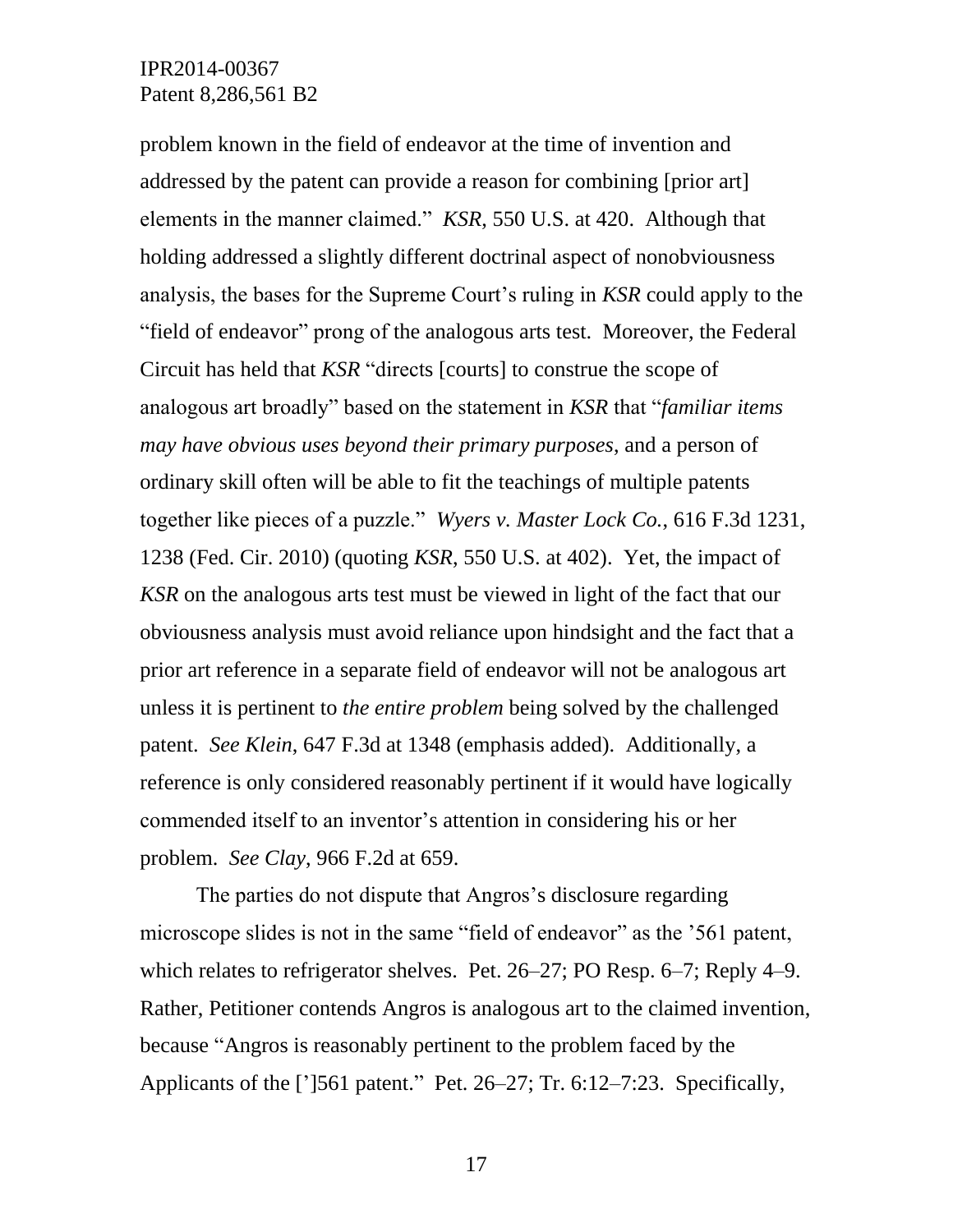problem known in the field of endeavor at the time of invention and addressed by the patent can provide a reason for combining [prior art] elements in the manner claimed." *KSR*, 550 U.S. at 420. Although that holding addressed a slightly different doctrinal aspect of nonobviousness analysis, the bases for the Supreme Court's ruling in *KSR* could apply to the "field of endeavor" prong of the analogous arts test. Moreover, the Federal Circuit has held that *KSR* "directs [courts] to construe the scope of analogous art broadly" based on the statement in *KSR* that "*familiar items may have obvious uses beyond their primary purposes*, and a person of ordinary skill often will be able to fit the teachings of multiple patents together like pieces of a puzzle." *Wyers v. Master Lock Co.*, 616 F.3d 1231, 1238 (Fed. Cir. 2010) (quoting *KSR*, 550 U.S. at 402). Yet, the impact of *KSR* on the analogous arts test must be viewed in light of the fact that our obviousness analysis must avoid reliance upon hindsight and the fact that a prior art reference in a separate field of endeavor will not be analogous art unless it is pertinent to *the entire problem* being solved by the challenged patent. *See Klein*, 647 F.3d at 1348 (emphasis added). Additionally, a reference is only considered reasonably pertinent if it would have logically commended itself to an inventor's attention in considering his or her problem. *See Clay*, 966 F.2d at 659.

The parties do not dispute that Angros's disclosure regarding microscope slides is not in the same "field of endeavor" as the '561 patent, which relates to refrigerator shelves. Pet. 26–27; PO Resp. 6–7; Reply 4–9. Rather, Petitioner contends Angros is analogous art to the claimed invention, because "Angros is reasonably pertinent to the problem faced by the Applicants of the [']561 patent." Pet. 26–27; Tr. 6:12–7:23. Specifically,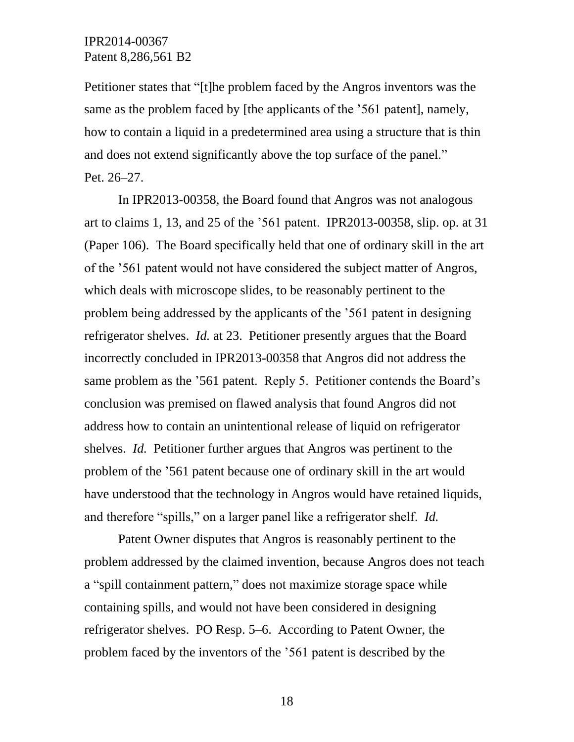Petitioner states that "[t]he problem faced by the Angros inventors was the same as the problem faced by [the applicants of the '561 patent], namely, how to contain a liquid in a predetermined area using a structure that is thin and does not extend significantly above the top surface of the panel." Pet. 26–27.

In IPR2013-00358, the Board found that Angros was not analogous art to claims 1, 13, and 25 of the '561 patent. IPR2013-00358, slip. op. at 31 (Paper 106). The Board specifically held that one of ordinary skill in the art of the '561 patent would not have considered the subject matter of Angros, which deals with microscope slides, to be reasonably pertinent to the problem being addressed by the applicants of the '561 patent in designing refrigerator shelves. *Id.* at 23. Petitioner presently argues that the Board incorrectly concluded in IPR2013-00358 that Angros did not address the same problem as the '561 patent. Reply 5. Petitioner contends the Board's conclusion was premised on flawed analysis that found Angros did not address how to contain an unintentional release of liquid on refrigerator shelves. *Id.* Petitioner further argues that Angros was pertinent to the problem of the '561 patent because one of ordinary skill in the art would have understood that the technology in Angros would have retained liquids, and therefore "spills," on a larger panel like a refrigerator shelf. *Id.*

Patent Owner disputes that Angros is reasonably pertinent to the problem addressed by the claimed invention, because Angros does not teach a "spill containment pattern," does not maximize storage space while containing spills, and would not have been considered in designing refrigerator shelves. PO Resp. 5–6. According to Patent Owner, the problem faced by the inventors of the '561 patent is described by the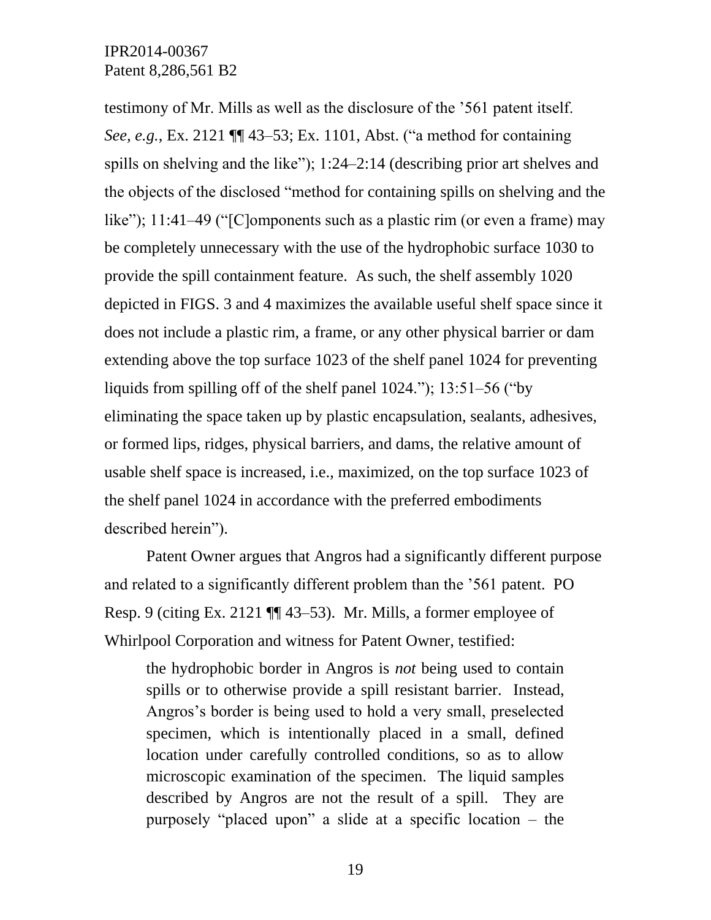testimony of Mr. Mills as well as the disclosure of the ’561 patent itself. *See, e.g.*, Ex. 2121 ¶¶ 43–53; Ex. 1101, Abst. (“a method for containing spills on shelving and the like”); 1:24–2:14 (describing prior art shelves and the objects of the disclosed “method for containing spills on shelving and the like”); 11:41–49 (“[C]omponents such as a plastic rim (or even a frame) may be completely unnecessary with the use of the hydrophobic surface 1030 to provide the spill containment feature. As such, the shelf assembly 1020 depicted in FIGS. 3 and 4 maximizes the available useful shelf space since it does not include a plastic rim, a frame, or any other physical barrier or dam extending above the top surface 1023 of the shelf panel 1024 for preventing liquids from spilling off of the shelf panel 1024.”); 13:51–56 (“by eliminating the space taken up by plastic encapsulation, sealants, adhesives, or formed lips, ridges, physical barriers, and dams, the relative amount of usable shelf space is increased, i.e., maximized, on the top surface 1023 of the shelf panel 1024 in accordance with the preferred embodiments described herein”).

Patent Owner argues that Angros had a significantly different purpose and related to a significantly different problem than the ’561 patent. PO Resp. 9 (citing Ex. 2121 ¶¶ 43–53). Mr. Mills, a former employee of Whirlpool Corporation and witness for Patent Owner, testified:

> the hydrophobic border in Angros is *not* being used to contain spills or to otherwise provide a spill resistant barrier. Instead, Angros’s border is being used to hold a very small, preselected specimen, which is intentionally placed in a small, defined location under carefully controlled conditions, so as to allow microscopic examination of the specimen. The liquid samples described by Angros are not the result of a spill. They are purposely “placed upon” a slide at a specific location – the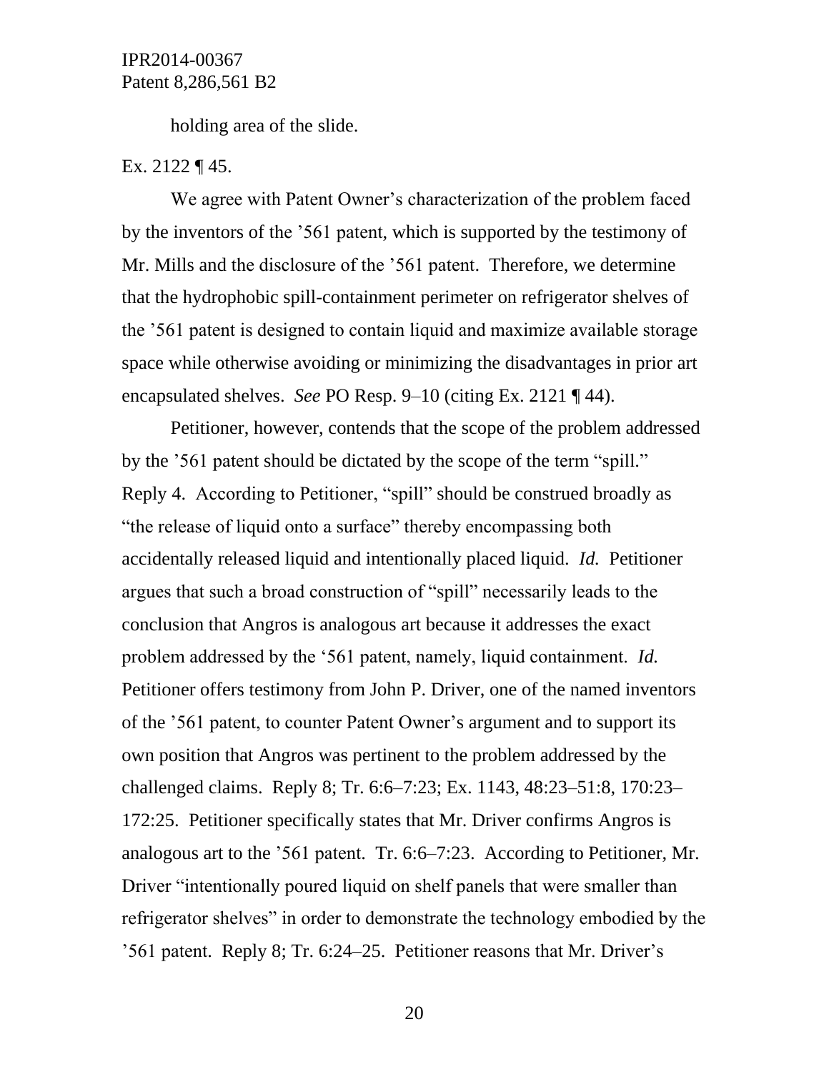holding area of the slide.

Ex. 2122 ¶ 45.

We agree with Patent Owner's characterization of the problem faced by the inventors of the '561 patent, which is supported by the testimony of Mr. Mills and the disclosure of the '561 patent. Therefore, we determine that the hydrophobic spill-containment perimeter on refrigerator shelves of the '561 patent is designed to contain liquid and maximize available storage space while otherwise avoiding or minimizing the disadvantages in prior art encapsulated shelves. *See* PO Resp. 9–10 (citing Ex. 2121 ¶ 44).

Petitioner, however, contends that the scope of the problem addressed by the '561 patent should be dictated by the scope of the term "spill." Reply 4. According to Petitioner, "spill" should be construed broadly as "the release of liquid onto a surface" thereby encompassing both accidentally released liquid and intentionally placed liquid. *Id.* Petitioner argues that such a broad construction of "spill" necessarily leads to the conclusion that Angros is analogous art because it addresses the exact problem addressed by the '561 patent, namely, liquid containment. *Id.* Petitioner offers testimony from John P. Driver, one of the named inventors of the '561 patent, to counter Patent Owner's argument and to support its own position that Angros was pertinent to the problem addressed by the challenged claims. Reply 8; Tr. 6:6–7:23; Ex. 1143, 48:23–51:8, 170:23–172:25. Petitioner specifically states that Mr. Driver confirms Angros is analogous art to the '561 patent. Tr. 6:6–7:23. According to Petitioner, Mr. Driver "intentionally poured liquid on shelf panels that were smaller than refrigerator shelves" in order to demonstrate the technology embodied by the '561 patent. Reply 8; Tr. 6:24–25. Petitioner reasons that Mr. Driver's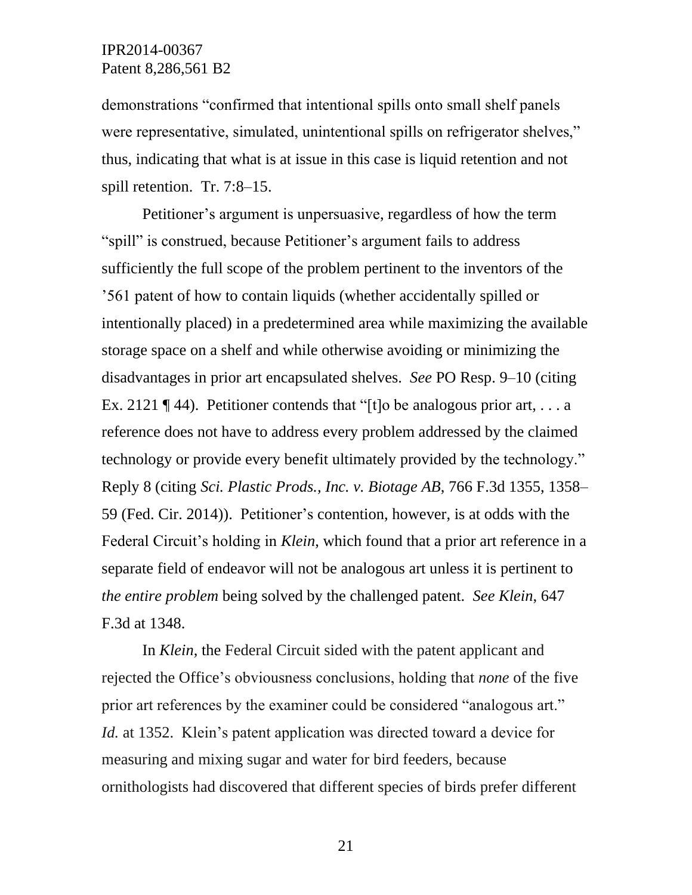demonstrations "confirmed that intentional spills onto small shelf panels were representative, simulated, unintentional spills on refrigerator shelves," thus, indicating that what is at issue in this case is liquid retention and not spill retention. Tr. 7:8–15.

Petitioner's argument is unpersuasive, regardless of how the term "spill" is construed, because Petitioner's argument fails to address sufficiently the full scope of the problem pertinent to the inventors of the '561 patent of how to contain liquids (whether accidentally spilled or intentionally placed) in a predetermined area while maximizing the available storage space on a shelf and while otherwise avoiding or minimizing the disadvantages in prior art encapsulated shelves. *See* PO Resp. 9–10 (citing Ex. 2121 ¶ 44). Petitioner contends that "[t]o be analogous prior art, . . . a reference does not have to address every problem addressed by the claimed technology or provide every benefit ultimately provided by the technology." Reply 8 (citing *Sci. Plastic Prods., Inc. v. Biotage AB*, 766 F.3d 1355, 1358–59 (Fed. Cir. 2014)). Petitioner's contention, however, is at odds with the Federal Circuit's holding in *Klein*, which found that a prior art reference in a separate field of endeavor will not be analogous art unless it is pertinent to *the entire problem* being solved by the challenged patent. *See Klein*, 647 F.3d at 1348.

In *Klein*, the Federal Circuit sided with the patent applicant and rejected the Office's obviousness conclusions, holding that *none* of the five prior art references by the examiner could be considered "analogous art." *Id.* at 1352. Klein's patent application was directed toward a device for measuring and mixing sugar and water for bird feeders, because ornithologists had discovered that different species of birds prefer different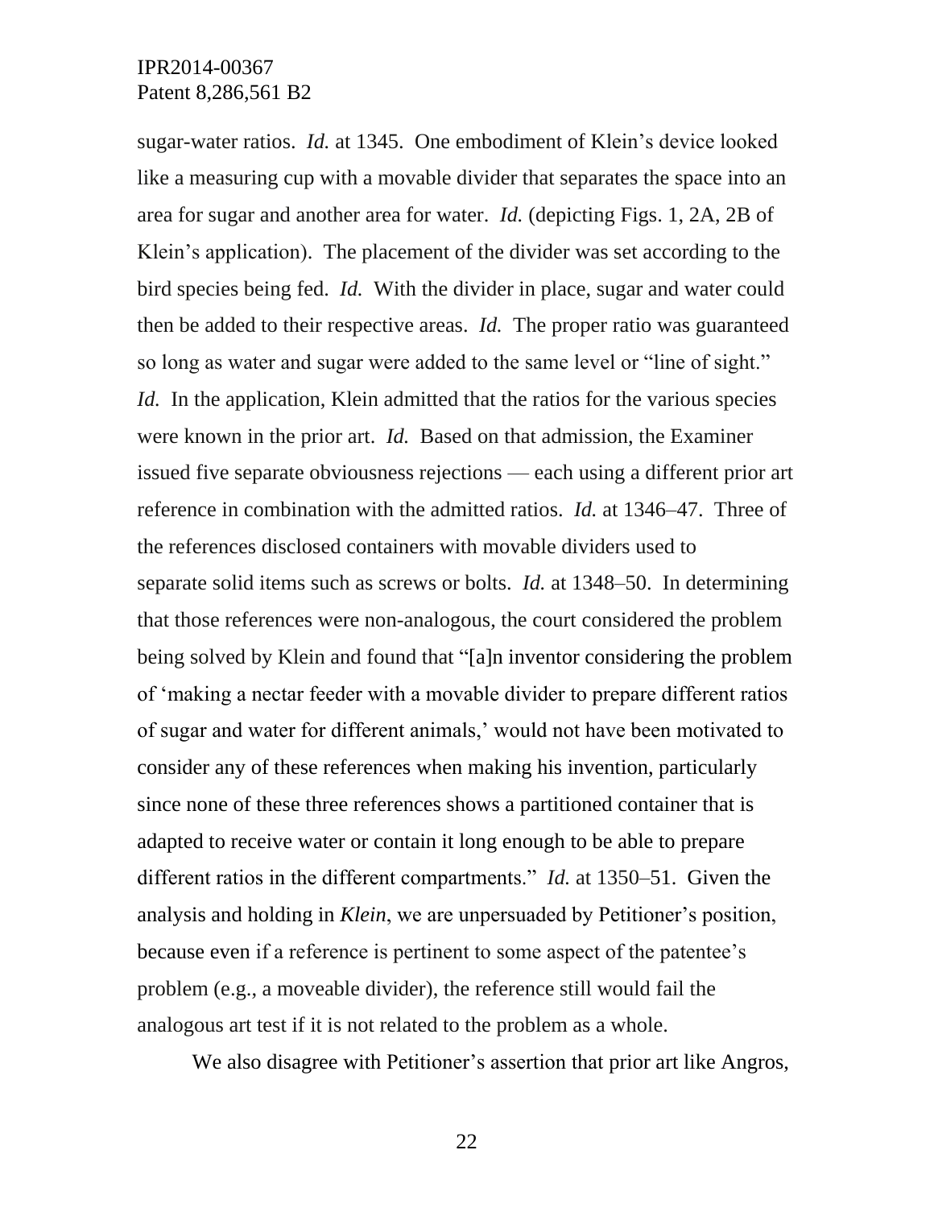sugar-water ratios. *Id.* at 1345. One embodiment of Klein's device looked like a measuring cup with a movable divider that separates the space into an area for sugar and another area for water. *Id.* (depicting Figs. 1, 2A, 2B of Klein's application). The placement of the divider was set according to the bird species being fed. *Id.* With the divider in place, sugar and water could then be added to their respective areas. *Id.* The proper ratio was guaranteed so long as water and sugar were added to the same level or "line of sight." *Id.* In the application, Klein admitted that the ratios for the various species were known in the prior art. *Id.* Based on that admission, the Examiner issued five separate obviousness rejections — each using a different prior art reference in combination with the admitted ratios. *Id.* at 1346–47. Three of the references disclosed containers with movable dividers used to separate solid items such as screws or bolts. *Id.* at 1348–50. In determining that those references were non-analogous, the court considered the problem being solved by Klein and found that "[a]n inventor considering the problem of 'making a nectar feeder with a movable divider to prepare different ratios of sugar and water for different animals,' would not have been motivated to consider any of these references when making his invention, particularly since none of these three references shows a partitioned container that is adapted to receive water or contain it long enough to be able to prepare different ratios in the different compartments." *Id.* at 1350–51. Given the analysis and holding in *Klein*, we are unpersuaded by Petitioner's position, because even if a reference is pertinent to some aspect of the patentee's problem (e.g., a moveable divider), the reference still would fail the analogous art test if it is not related to the problem as a whole.

We also disagree with Petitioner's assertion that prior art like Angros,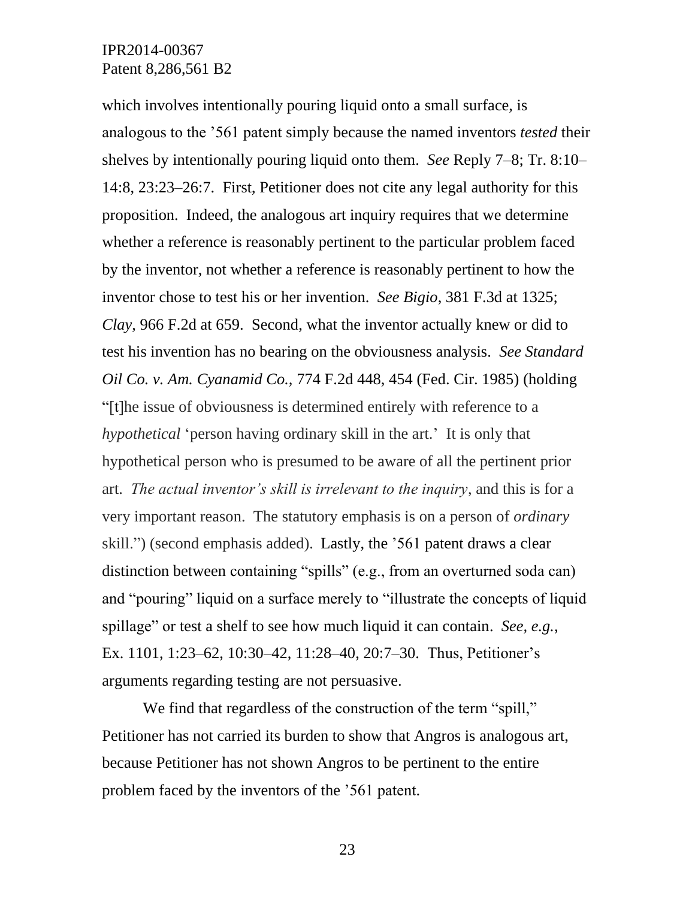which involves intentionally pouring liquid onto a small surface, is analogous to the '561 patent simply because the named inventors *tested* their shelves by intentionally pouring liquid onto them. *See* Reply 7–8; Tr. 8:10–14:8, 23:23–26:7. First, Petitioner does not cite any legal authority for this proposition. Indeed, the analogous art inquiry requires that we determine whether a reference is reasonably pertinent to the particular problem faced by the inventor, not whether a reference is reasonably pertinent to how the inventor chose to test his or her invention. *See Bigio*, 381 F.3d at 1325; *Clay*, 966 F.2d at 659. Second, what the inventor actually knew or did to test his invention has no bearing on the obviousness analysis. *See Standard Oil Co. v. Am. Cyanamid Co.*, 774 F.2d 448, 454 (Fed. Cir. 1985) (holding "[t]he issue of obviousness is determined entirely with reference to a *hypothetical* 'person having ordinary skill in the art.' It is only that hypothetical person who is presumed to be aware of all the pertinent prior art. *The actual inventor's skill is irrelevant to the inquiry*, and this is for a very important reason. The statutory emphasis is on a person of *ordinary* skill.") (second emphasis added). Lastly, the '561 patent draws a clear distinction between containing "spills" (e.g., from an overturned soda can) and "pouring" liquid on a surface merely to "illustrate the concepts of liquid spillage" or test a shelf to see how much liquid it can contain. *See, e.g.*, Ex. 1101, 1:23–62, 10:30–42, 11:28–40, 20:7–30. Thus, Petitioner's arguments regarding testing are not persuasive.

We find that regardless of the construction of the term "spill," Petitioner has not carried its burden to show that Angros is analogous art, because Petitioner has not shown Angros to be pertinent to the entire problem faced by the inventors of the '561 patent.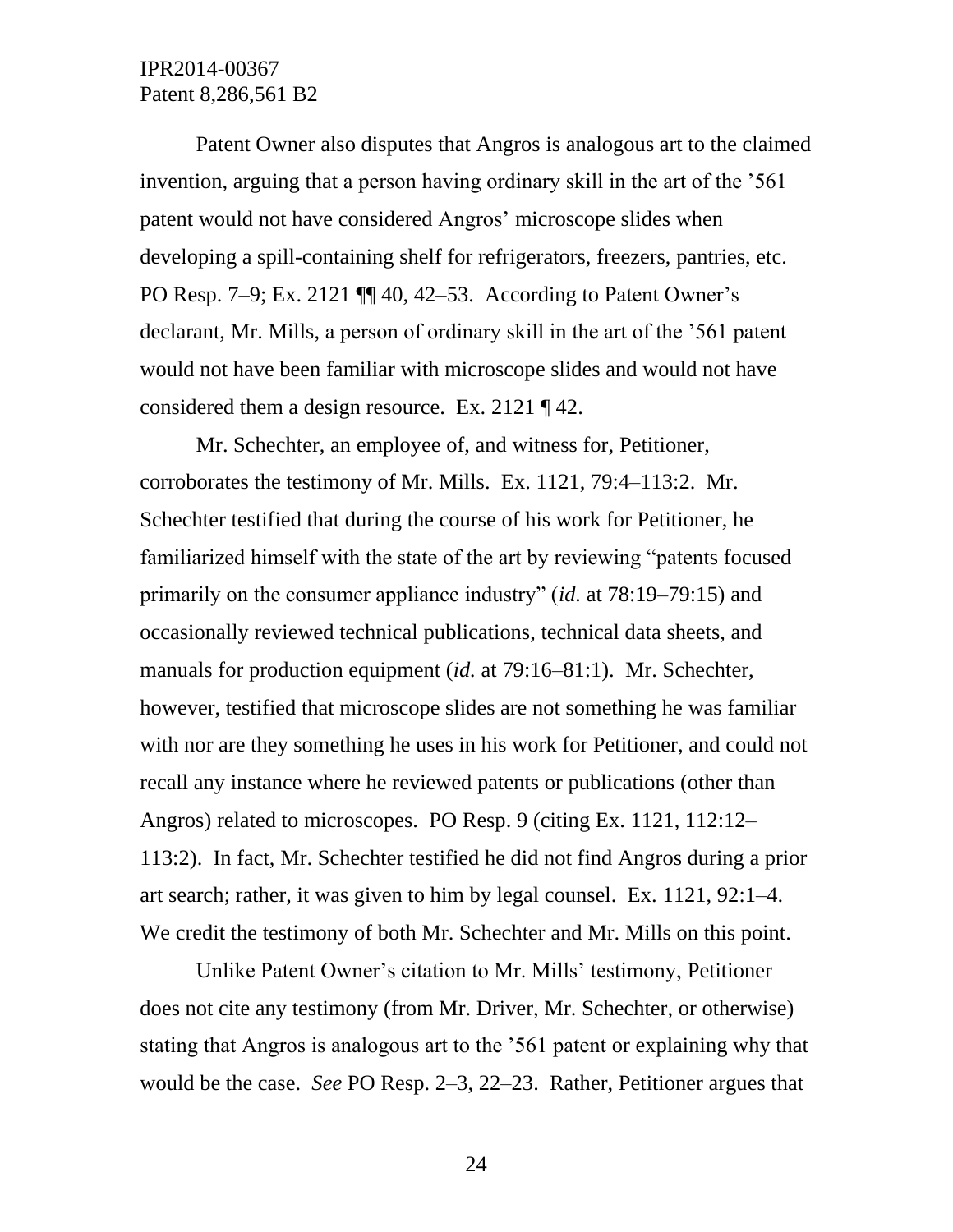Patent Owner also disputes that Angros is analogous art to the claimed invention, arguing that a person having ordinary skill in the art of the '561 patent would not have considered Angros' microscope slides when developing a spill-containing shelf for refrigerators, freezers, pantries, etc. PO Resp. 7–9; Ex. 2121 ¶¶ 40, 42–53. According to Patent Owner's declarant, Mr. Mills, a person of ordinary skill in the art of the '561 patent would not have been familiar with microscope slides and would not have considered them a design resource. Ex. 2121 ¶ 42.

Mr. Schechter, an employee of, and witness for, Petitioner, corroborates the testimony of Mr. Mills. Ex. 1121, 79:4–113:2. Mr. Schechter testified that during the course of his work for Petitioner, he familiarized himself with the state of the art by reviewing "patents focused primarily on the consumer appliance industry" (*id.* at 78:19–79:15) and occasionally reviewed technical publications, technical data sheets, and manuals for production equipment (*id.* at 79:16–81:1). Mr. Schechter, however, testified that microscope slides are not something he was familiar with nor are they something he uses in his work for Petitioner, and could not recall any instance where he reviewed patents or publications (other than Angros) related to microscopes. PO Resp. 9 (citing Ex. 1121, 112:12–113:2). In fact, Mr. Schechter testified he did not find Angros during a prior art search; rather, it was given to him by legal counsel. Ex. 1121, 92:1–4. We credit the testimony of both Mr. Schechter and Mr. Mills on this point.

Unlike Patent Owner's citation to Mr. Mills' testimony, Petitioner does not cite any testimony (from Mr. Driver, Mr. Schechter, or otherwise) stating that Angros is analogous art to the '561 patent or explaining why that would be the case. *See* PO Resp. 2–3, 22–23. Rather, Petitioner argues that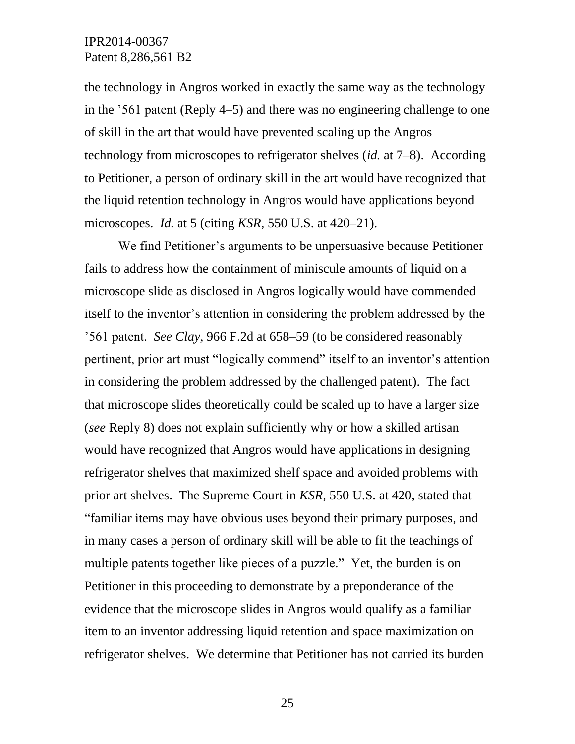the technology in Angros worked in exactly the same way as the technology in the ’561 patent (Reply 4–5) and there was no engineering challenge to one of skill in the art that would have prevented scaling up the Angros technology from microscopes to refrigerator shelves (*id.* at 7–8). According to Petitioner, a person of ordinary skill in the art would have recognized that the liquid retention technology in Angros would have applications beyond microscopes. *Id.* at 5 (citing *KSR*, 550 U.S. at 420–21).

We find Petitioner’s arguments to be unpersuasive because Petitioner fails to address how the containment of miniscule amounts of liquid on a microscope slide as disclosed in Angros logically would have commended itself to the inventor’s attention in considering the problem addressed by the ’561 patent. *See Clay*, 966 F.2d at 658–59 (to be considered reasonably pertinent, prior art must “logically commend” itself to an inventor’s attention in considering the problem addressed by the challenged patent). The fact that microscope slides theoretically could be scaled up to have a larger size (*see* Reply 8) does not explain sufficiently why or how a skilled artisan would have recognized that Angros would have applications in designing refrigerator shelves that maximized shelf space and avoided problems with prior art shelves. The Supreme Court in *KSR*, 550 U.S. at 420, stated that “familiar items may have obvious uses beyond their primary purposes, and in many cases a person of ordinary skill will be able to fit the teachings of multiple patents together like pieces of a puzzle.” Yet, the burden is on Petitioner in this proceeding to demonstrate by a preponderance of the evidence that the microscope slides in Angros would qualify as a familiar item to an inventor addressing liquid retention and space maximization on refrigerator shelves. We determine that Petitioner has not carried its burden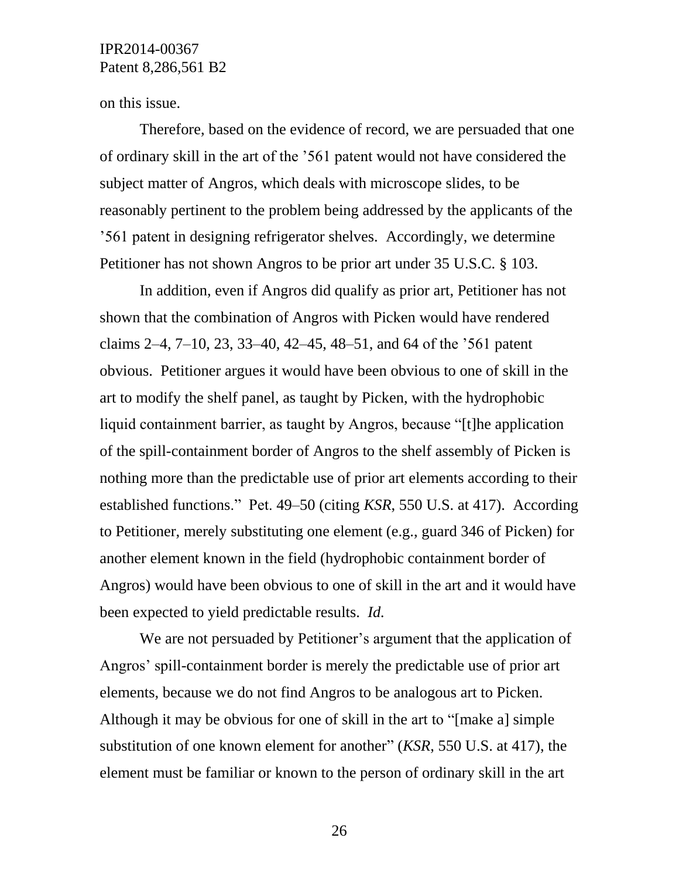on this issue.

Therefore, based on the evidence of record, we are persuaded that one of ordinary skill in the art of the ’561 patent would not have considered the subject matter of Angros, which deals with microscope slides, to be reasonably pertinent to the problem being addressed by the applicants of the ’561 patent in designing refrigerator shelves. Accordingly, we determine Petitioner has not shown Angros to be prior art under 35 U.S.C. § 103.

In addition, even if Angros did qualify as prior art, Petitioner has not shown that the combination of Angros with Picken would have rendered claims 2–4, 7–10, 23, 33–40, 42–45, 48–51, and 64 of the ’561 patent obvious. Petitioner argues it would have been obvious to one of skill in the art to modify the shelf panel, as taught by Picken, with the hydrophobic liquid containment barrier, as taught by Angros, because “[t]he application of the spill-containment border of Angros to the shelf assembly of Picken is nothing more than the predictable use of prior art elements according to their established functions.” Pet. 49–50 (citing *KSR*, 550 U.S. at 417). According to Petitioner, merely substituting one element (e.g., guard 346 of Picken) for another element known in the field (hydrophobic containment border of Angros) would have been obvious to one of skill in the art and it would have been expected to yield predictable results. *Id.*

We are not persuaded by Petitioner’s argument that the application of Angros’ spill-containment border is merely the predictable use of prior art elements, because we do not find Angros to be analogous art to Picken. Although it may be obvious for one of skill in the art to “[make a] simple substitution of one known element for another” (*KSR*, 550 U.S. at 417), the element must be familiar or known to the person of ordinary skill in the art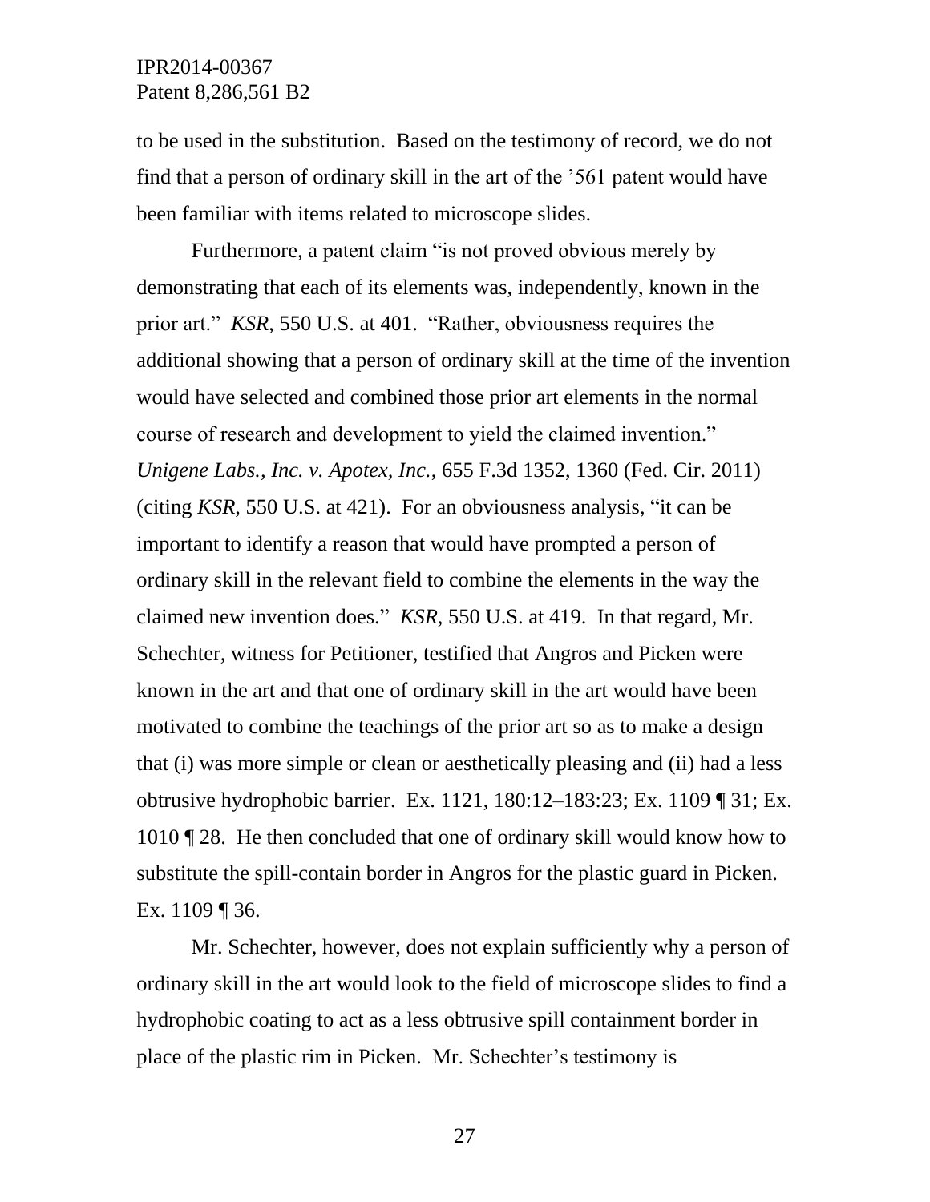to be used in the substitution. Based on the testimony of record, we do not find that a person of ordinary skill in the art of the '561 patent would have been familiar with items related to microscope slides.

Furthermore, a patent claim "is not proved obvious merely by demonstrating that each of its elements was, independently, known in the prior art." *KSR*, 550 U.S. at 401. "Rather, obviousness requires the additional showing that a person of ordinary skill at the time of the invention would have selected and combined those prior art elements in the normal course of research and development to yield the claimed invention." *Unigene Labs., Inc. v. Apotex, Inc.*, 655 F.3d 1352, 1360 (Fed. Cir. 2011) (citing *KSR*, 550 U.S. at 421). For an obviousness analysis, "it can be important to identify a reason that would have prompted a person of ordinary skill in the relevant field to combine the elements in the way the claimed new invention does." *KSR*, 550 U.S. at 419. In that regard, Mr. Schechter, witness for Petitioner, testified that Angros and Picken were known in the art and that one of ordinary skill in the art would have been motivated to combine the teachings of the prior art so as to make a design that (i) was more simple or clean or aesthetically pleasing and (ii) had a less obtrusive hydrophobic barrier. Ex. 1121, 180:12–183:23; Ex. 1109 ¶ 31; Ex. 1010 ¶ 28. He then concluded that one of ordinary skill would know how to substitute the spill-contain border in Angros for the plastic guard in Picken. Ex. 1109 ¶ 36.

Mr. Schechter, however, does not explain sufficiently why a person of ordinary skill in the art would look to the field of microscope slides to find a hydrophobic coating to act as a less obtrusive spill containment border in place of the plastic rim in Picken. Mr. Schechter's testimony is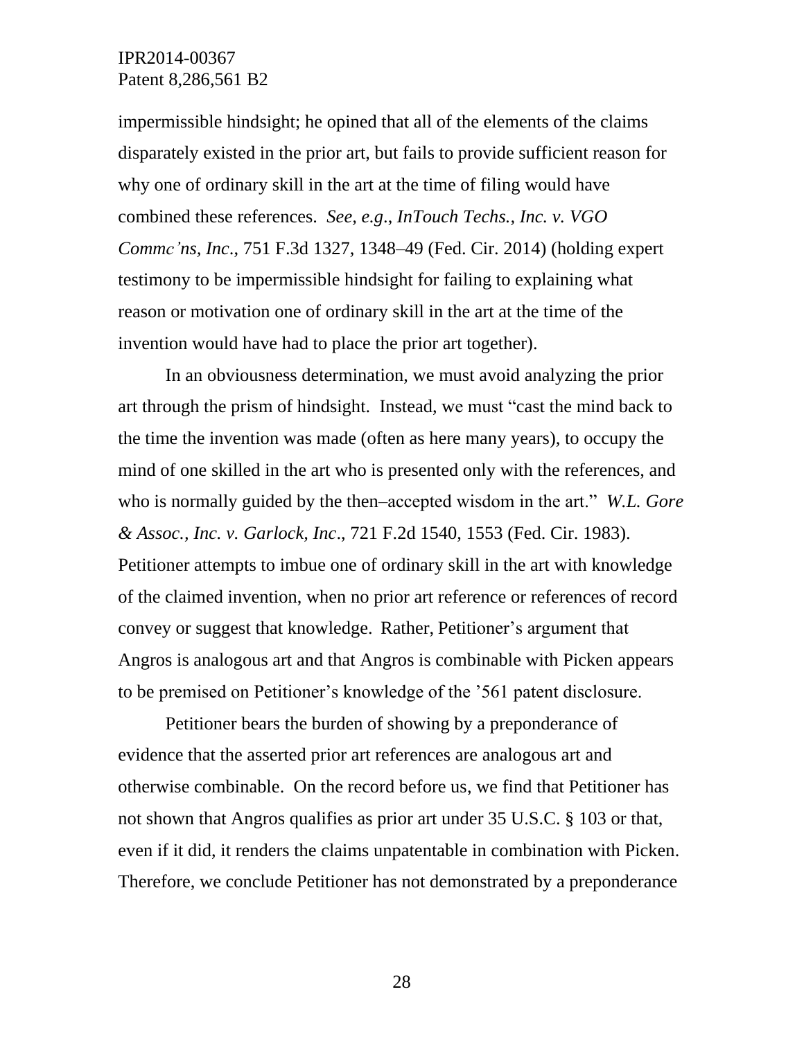impermissible hindsight; he opined that all of the elements of the claims disparately existed in the prior art, but fails to provide sufficient reason for why one of ordinary skill in the art at the time of filing would have combined these references. *See, e.g.*, *InTouch Techs., Inc. v. VGO Commc'ns, Inc*., 751 F.3d 1327, 1348–49 (Fed. Cir. 2014) (holding expert testimony to be impermissible hindsight for failing to explaining what reason or motivation one of ordinary skill in the art at the time of the invention would have had to place the prior art together).

In an obviousness determination, we must avoid analyzing the prior art through the prism of hindsight. Instead, we must "cast the mind back to the time the invention was made (often as here many years), to occupy the mind of one skilled in the art who is presented only with the references, and who is normally guided by the then–accepted wisdom in the art." *W.L. Gore & Assoc., Inc. v. Garlock, Inc*., 721 F.2d 1540, 1553 (Fed. Cir. 1983). Petitioner attempts to imbue one of ordinary skill in the art with knowledge of the claimed invention, when no prior art reference or references of record convey or suggest that knowledge. Rather, Petitioner's argument that Angros is analogous art and that Angros is combinable with Picken appears to be premised on Petitioner's knowledge of the '561 patent disclosure.

Petitioner bears the burden of showing by a preponderance of evidence that the asserted prior art references are analogous art and otherwise combinable. On the record before us, we find that Petitioner has not shown that Angros qualifies as prior art under 35 U.S.C. § 103 or that, even if it did, it renders the claims unpatentable in combination with Picken. Therefore, we conclude Petitioner has not demonstrated by a preponderance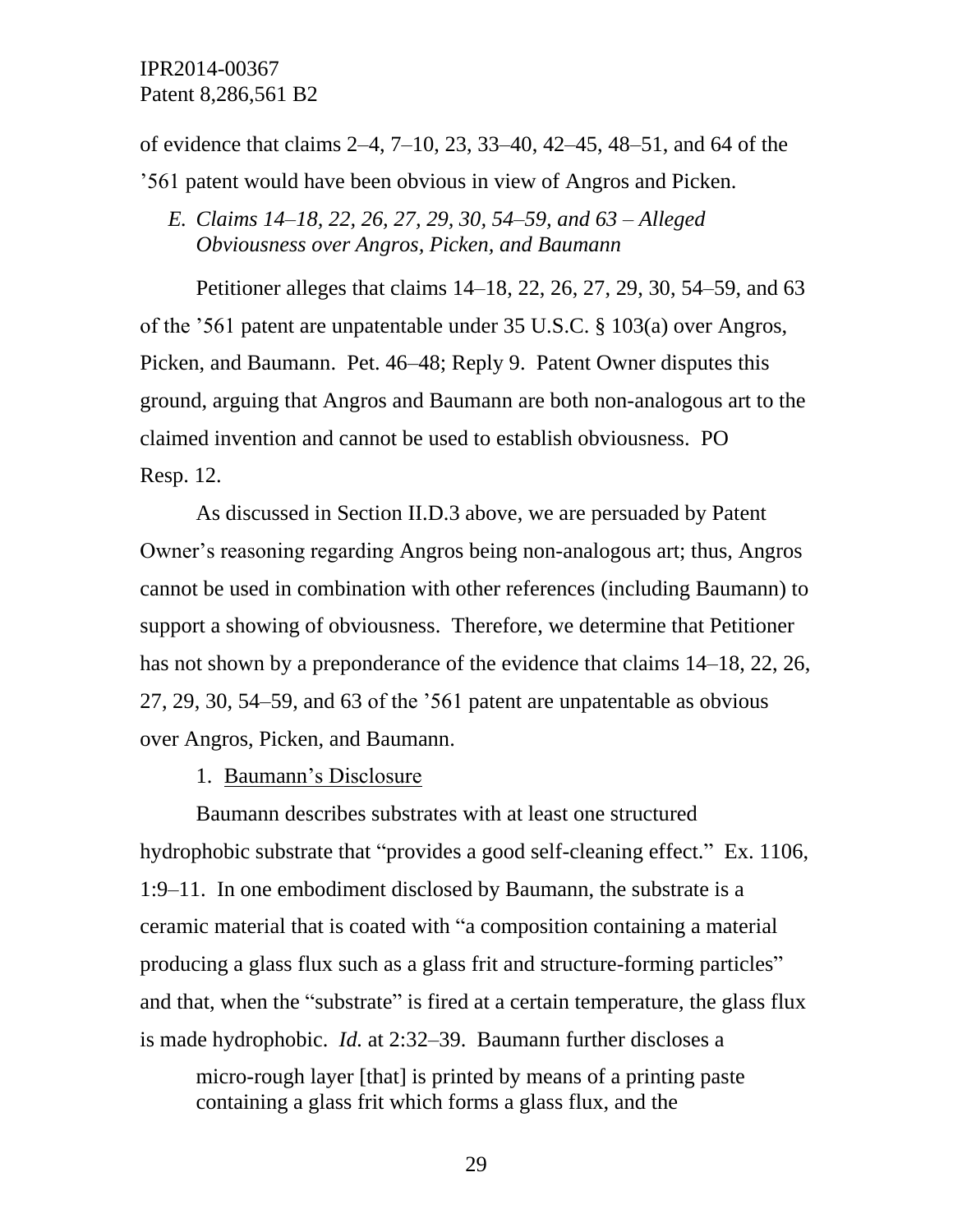of evidence that claims 2–4, 7–10, 23, 33–40, 42–45, 48–51, and 64 of the ’561 patent would have been obvious in view of Angros and Picken.

### *E. Claims 14–18, 22, 26, 27, 29, 30, 54–59, and 63 – Alleged Obviousness over Angros, Picken, and Baumann*

Petitioner alleges that claims 14–18, 22, 26, 27, 29, 30, 54–59, and 63 of the ’561 patent are unpatentable under 35 U.S.C. § 103(a) over Angros, Picken, and Baumann. Pet. 46–48; Reply 9. Patent Owner disputes this ground, arguing that Angros and Baumann are both non-analogous art to the claimed invention and cannot be used to establish obviousness. PO Resp. 12.

As discussed in Section II.D.3 above, we are persuaded by Patent Owner’s reasoning regarding Angros being non-analogous art; thus, Angros cannot be used in combination with other references (including Baumann) to support a showing of obviousness. Therefore, we determine that Petitioner has not shown by a preponderance of the evidence that claims 14–18, 22, 26, 27, 29, 30, 54–59, and 63 of the ’561 patent are unpatentable as obvious over Angros, Picken, and Baumann.

#### 1. Baumann’s Disclosure

Baumann describes substrates with at least one structured hydrophobic substrate that “provides a good self-cleaning effect.” Ex. 1106, 1:9–11. In one embodiment disclosed by Baumann, the substrate is a ceramic material that is coated with “a composition containing a material producing a glass flux such as a glass frit and structure-forming particles” and that, when the “substrate” is fired at a certain temperature, the glass flux is made hydrophobic. *Id.* at 2:32–39. Baumann further discloses a

> micro-rough layer [that] is printed by means of a printing paste containing a glass frit which forms a glass flux, and the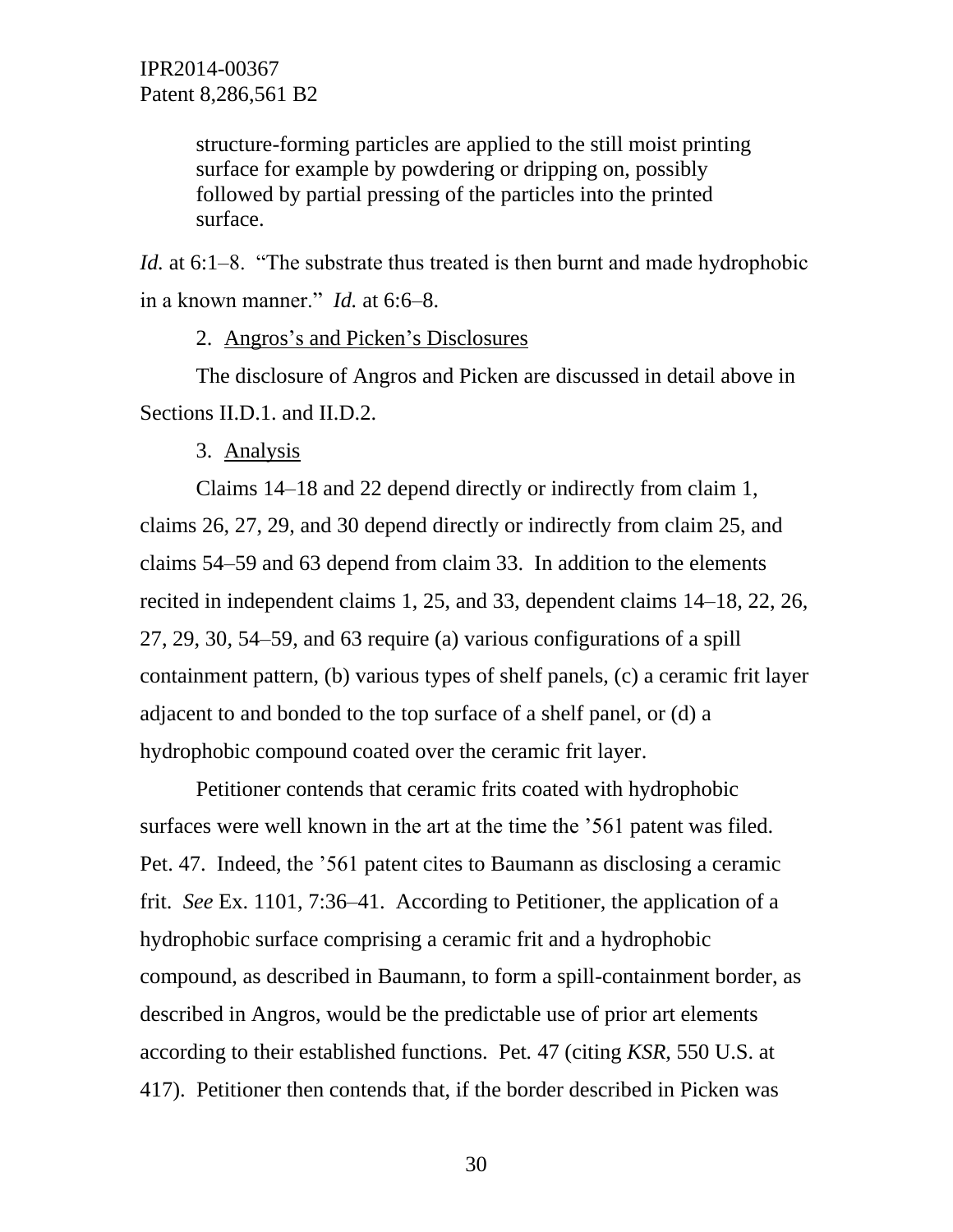> structure-forming particles are applied to the still moist printing surface for example by powdering or dripping on, possibly followed by partial pressing of the particles into the printed surface.

*Id.* at 6:1–8. "The substrate thus treated is then burnt and made hydrophobic in a known manner." *Id.* at 6:6–8.

2. Angros's and Picken's Disclosures

The disclosure of Angros and Picken are discussed in detail above in Sections II.D.1. and II.D.2.

3. Analysis

Claims 14–18 and 22 depend directly or indirectly from claim 1, claims 26, 27, 29, and 30 depend directly or indirectly from claim 25, and claims 54–59 and 63 depend from claim 33. In addition to the elements recited in independent claims 1, 25, and 33, dependent claims 14–18, 22, 26, 27, 29, 30, 54–59, and 63 require (a) various configurations of a spill containment pattern, (b) various types of shelf panels, (c) a ceramic frit layer adjacent to and bonded to the top surface of a shelf panel, or (d) a hydrophobic compound coated over the ceramic frit layer.

Petitioner contends that ceramic frits coated with hydrophobic surfaces were well known in the art at the time the '561 patent was filed. Pet. 47. Indeed, the '561 patent cites to Baumann as disclosing a ceramic frit. *See* Ex. 1101, 7:36–41. According to Petitioner, the application of a hydrophobic surface comprising a ceramic frit and a hydrophobic compound, as described in Baumann, to form a spill-containment border, as described in Angros, would be the predictable use of prior art elements according to their established functions. Pet. 47 (citing *KSR*, 550 U.S. at 417). Petitioner then contends that, if the border described in Picken was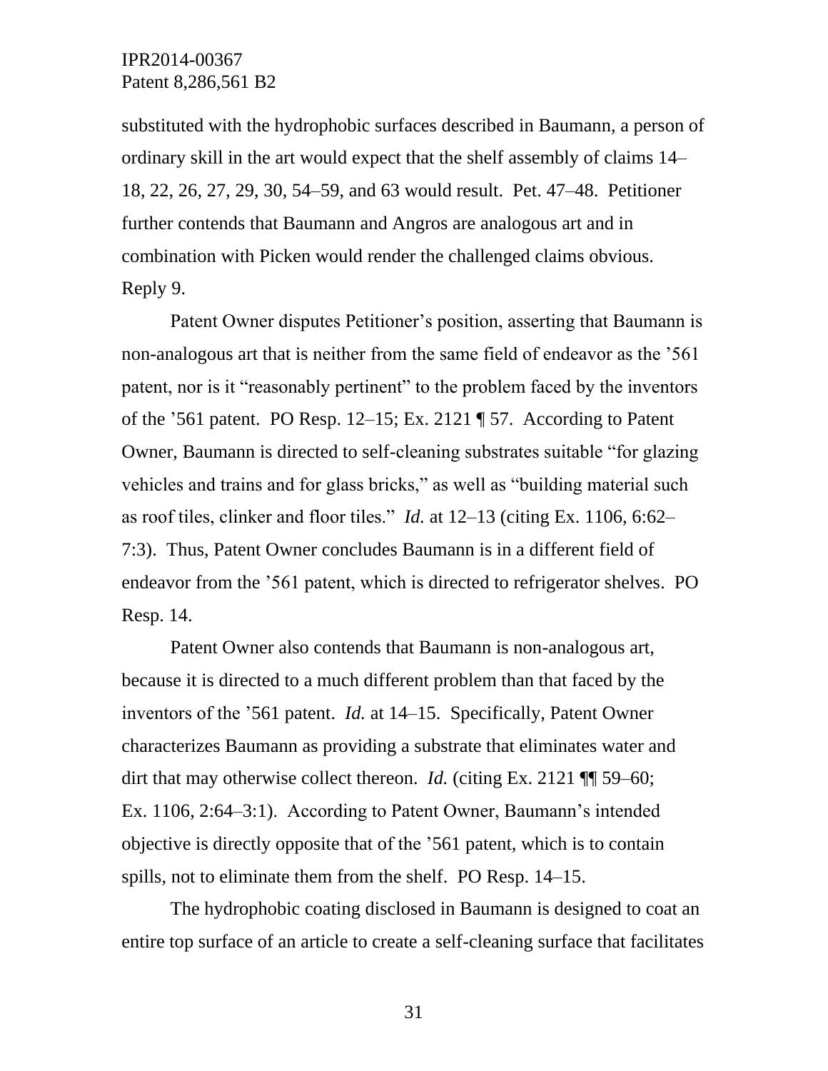substituted with the hydrophobic surfaces described in Baumann, a person of ordinary skill in the art would expect that the shelf assembly of claims 14–18, 22, 26, 27, 29, 30, 54–59, and 63 would result. Pet. 47–48. Petitioner further contends that Baumann and Angros are analogous art and in combination with Picken would render the challenged claims obvious. Reply 9.

Patent Owner disputes Petitioner's position, asserting that Baumann is non-analogous art that is neither from the same field of endeavor as the '561 patent, nor is it "reasonably pertinent" to the problem faced by the inventors of the '561 patent. PO Resp. 12–15; Ex. 2121 ¶ 57. According to Patent Owner, Baumann is directed to self-cleaning substrates suitable "for glazing vehicles and trains and for glass bricks," as well as "building material such as roof tiles, clinker and floor tiles." *Id.* at 12–13 (citing Ex. 1106, 6:62–7:3). Thus, Patent Owner concludes Baumann is in a different field of endeavor from the '561 patent, which is directed to refrigerator shelves. PO Resp. 14.

Patent Owner also contends that Baumann is non-analogous art, because it is directed to a much different problem than that faced by the inventors of the '561 patent. *Id.* at 14–15. Specifically, Patent Owner characterizes Baumann as providing a substrate that eliminates water and dirt that may otherwise collect thereon. *Id.* (citing Ex. 2121 ¶¶ 59–60; Ex. 1106, 2:64–3:1). According to Patent Owner, Baumann's intended objective is directly opposite that of the '561 patent, which is to contain spills, not to eliminate them from the shelf. PO Resp. 14–15.

The hydrophobic coating disclosed in Baumann is designed to coat an entire top surface of an article to create a self-cleaning surface that facilitates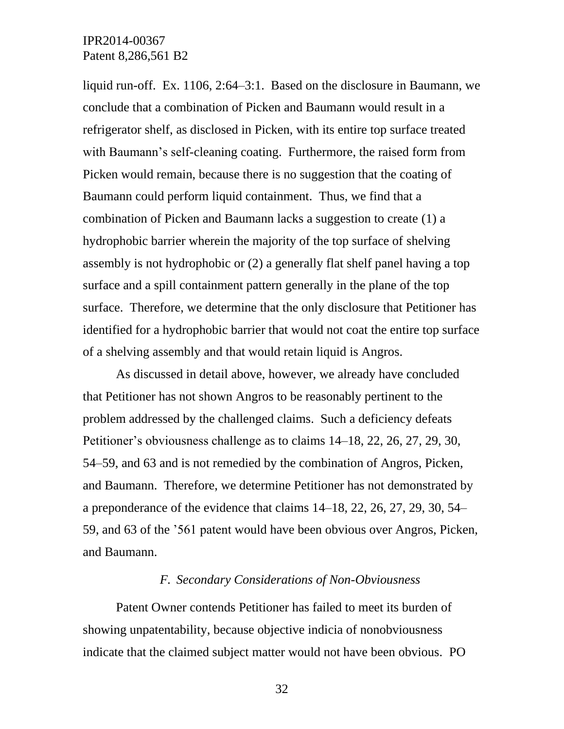liquid run-off. Ex. 1106, 2:64–3:1. Based on the disclosure in Baumann, we conclude that a combination of Picken and Baumann would result in a refrigerator shelf, as disclosed in Picken, with its entire top surface treated with Baumann's self-cleaning coating. Furthermore, the raised form from Picken would remain, because there is no suggestion that the coating of Baumann could perform liquid containment. Thus, we find that a combination of Picken and Baumann lacks a suggestion to create (1) a hydrophobic barrier wherein the majority of the top surface of shelving assembly is not hydrophobic or (2) a generally flat shelf panel having a top surface and a spill containment pattern generally in the plane of the top surface. Therefore, we determine that the only disclosure that Petitioner has identified for a hydrophobic barrier that would not coat the entire top surface of a shelving assembly and that would retain liquid is Angros.

As discussed in detail above, however, we already have concluded that Petitioner has not shown Angros to be reasonably pertinent to the problem addressed by the challenged claims. Such a deficiency defeats Petitioner's obviousness challenge as to claims 14–18, 22, 26, 27, 29, 30, 54–59, and 63 and is not remedied by the combination of Angros, Picken, and Baumann. Therefore, we determine Petitioner has not demonstrated by a preponderance of the evidence that claims 14–18, 22, 26, 27, 29, 30, 54–59, and 63 of the '561 patent would have been obvious over Angros, Picken, and Baumann.

### *F. Secondary Considerations of Non-Obviousness*

Patent Owner contends Petitioner has failed to meet its burden of showing unpatentability, because objective indicia of nonobviousness indicate that the claimed subject matter would not have been obvious. PO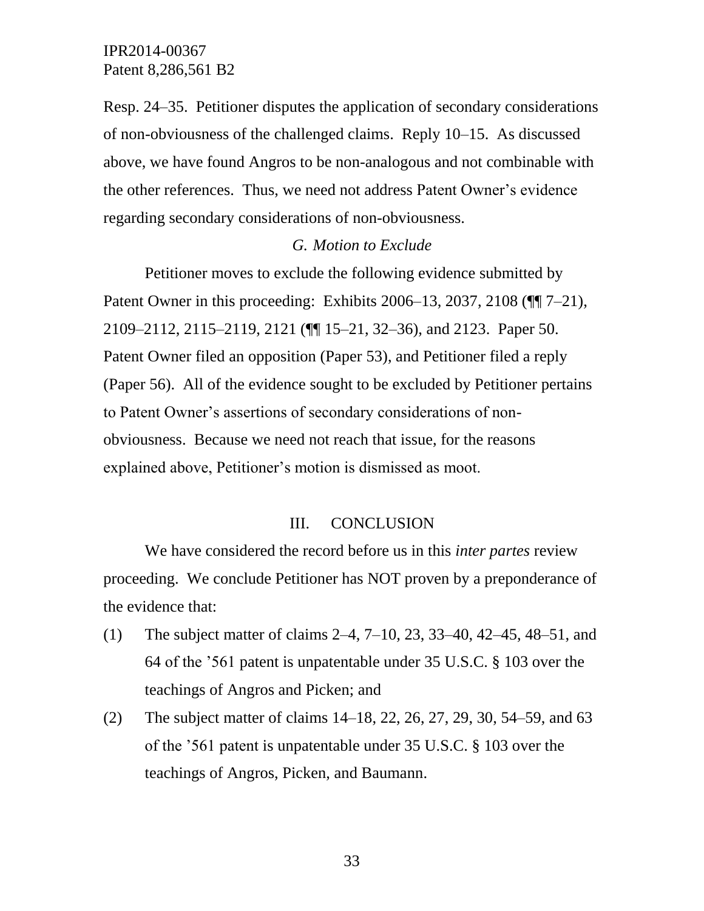Resp. 24–35. Petitioner disputes the application of secondary considerations of non-obviousness of the challenged claims. Reply 10–15. As discussed above, we have found Angros to be non-analogous and not combinable with the other references. Thus, we need not address Patent Owner's evidence regarding secondary considerations of non-obviousness.

### *G. Motion to Exclude*

Petitioner moves to exclude the following evidence submitted by Patent Owner in this proceeding: Exhibits 2006–13, 2037, 2108 (¶¶ 7–21), 2109–2112, 2115–2119, 2121 (¶¶ 15–21, 32–36), and 2123. Paper 50. Patent Owner filed an opposition (Paper 53), and Petitioner filed a reply (Paper 56). All of the evidence sought to be excluded by Petitioner pertains to Patent Owner's assertions of secondary considerations of non-obviousness. Because we need not reach that issue, for the reasons explained above, Petitioner's motion is dismissed as moot.

## III. CONCLUSION

We have considered the record before us in this *inter partes* review proceeding. We conclude Petitioner has NOT proven by a preponderance of the evidence that:

(1) The subject matter of claims 2–4, 7–10, 23, 33–40, 42–45, 48–51, and 64 of the '561 patent is unpatentable under 35 U.S.C. § 103 over the teachings of Angros and Picken; and

(2) The subject matter of claims 14–18, 22, 26, 27, 29, 30, 54–59, and 63 of the '561 patent is unpatentable under 35 U.S.C. § 103 over the teachings of Angros, Picken, and Baumann.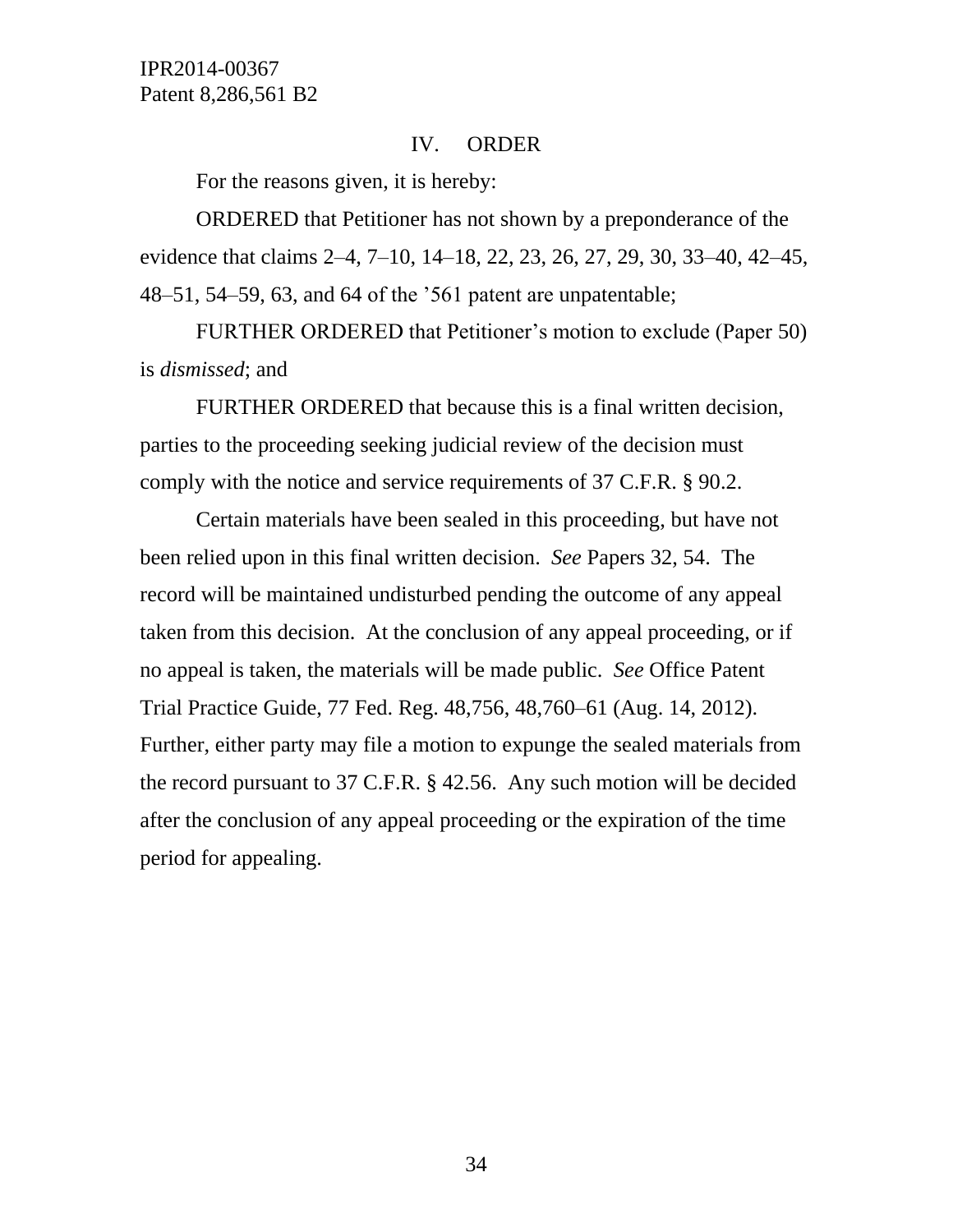## IV. ORDER

For the reasons given, it is hereby:

ORDERED that Petitioner has not shown by a preponderance of the evidence that claims 2–4, 7–10, 14–18, 22, 23, 26, 27, 29, 30, 33–40, 42–45, 48–51, 54–59, 63, and 64 of the '561 patent are unpatentable;

FURTHER ORDERED that Petitioner's motion to exclude (Paper 50) is *dismissed*; and

FURTHER ORDERED that because this is a final written decision, parties to the proceeding seeking judicial review of the decision must comply with the notice and service requirements of 37 C.F.R. § 90.2.

Certain materials have been sealed in this proceeding, but have not been relied upon in this final written decision. *See* Papers 32, 54. The record will be maintained undisturbed pending the outcome of any appeal taken from this decision. At the conclusion of any appeal proceeding, or if no appeal is taken, the materials will be made public. *See* Office Patent Trial Practice Guide, 77 Fed. Reg. 48,756, 48,760–61 (Aug. 14, 2012). Further, either party may file a motion to expunge the sealed materials from the record pursuant to 37 C.F.R. § 42.56. Any such motion will be decided after the conclusion of any appeal proceeding or the expiration of the time period for appealing.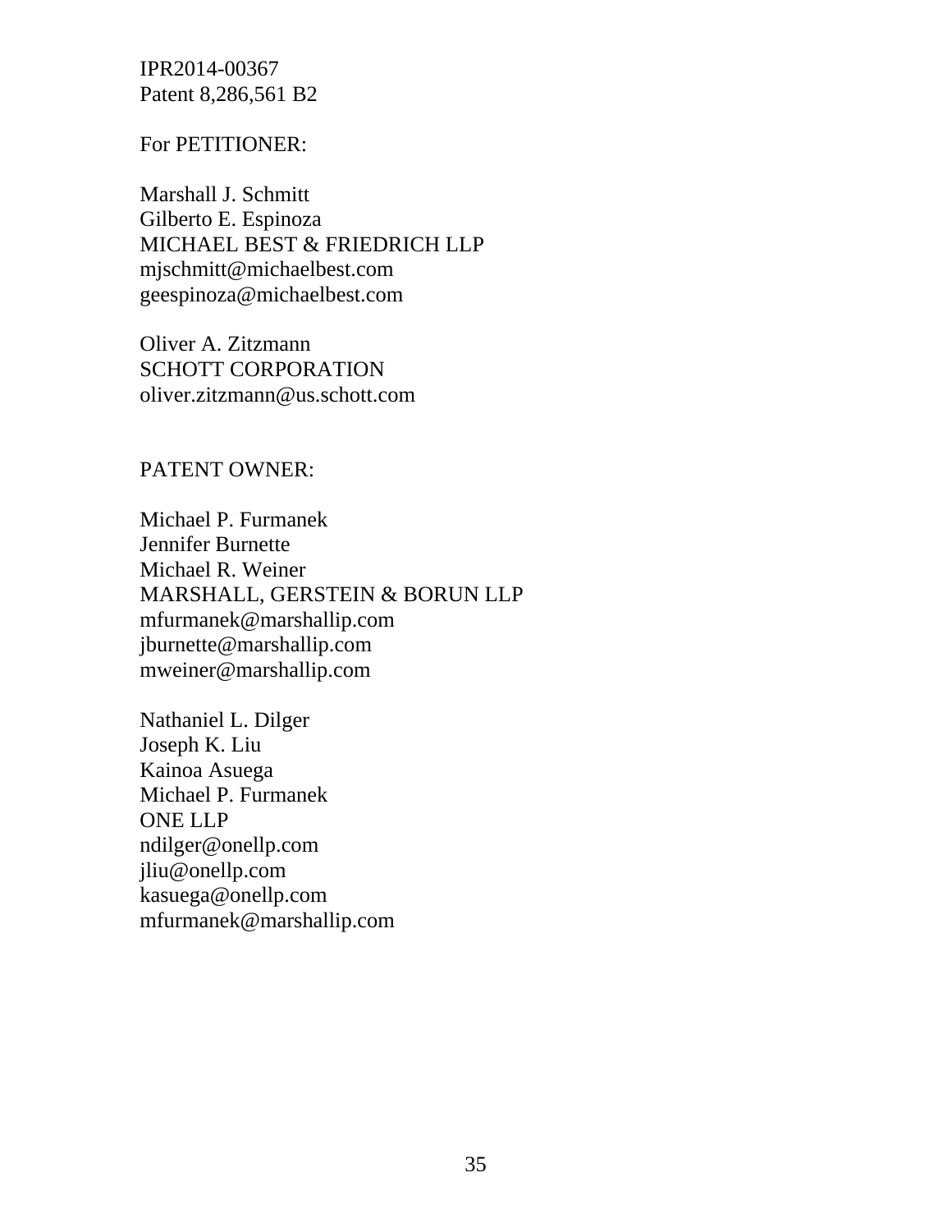IPR2014-00367
Patent 8,286,561 B2

For PETITIONER:

Marshall J. Schmitt
Gilberto E. Espinoza
MICHAEL BEST & FRIEDRICH LLP
mjschmitt@michaelbest.com
geespinoza@michaelbest.com

Oliver A. Zitzmann
SCHOTT CORPORATION
oliver.zitzmann@us.schott.com

PATENT OWNER:

Michael P. Furmanek
Jennifer Burnette
Michael R. Weiner
MARSHALL, GERSTEIN & BORUN LLP
mfurmanek@marshallip.com
jburnette@marshallip.com
mweiner@marshallip.com

Nathaniel L. Dilger
Joseph K. Liu
Kainoa Asuega
Michael P. Furmanek
ONE LLP
ndilger@onellp.com
jliu@onellp.com
kasuega@onellp.com
mfurmanek@marshallip.com